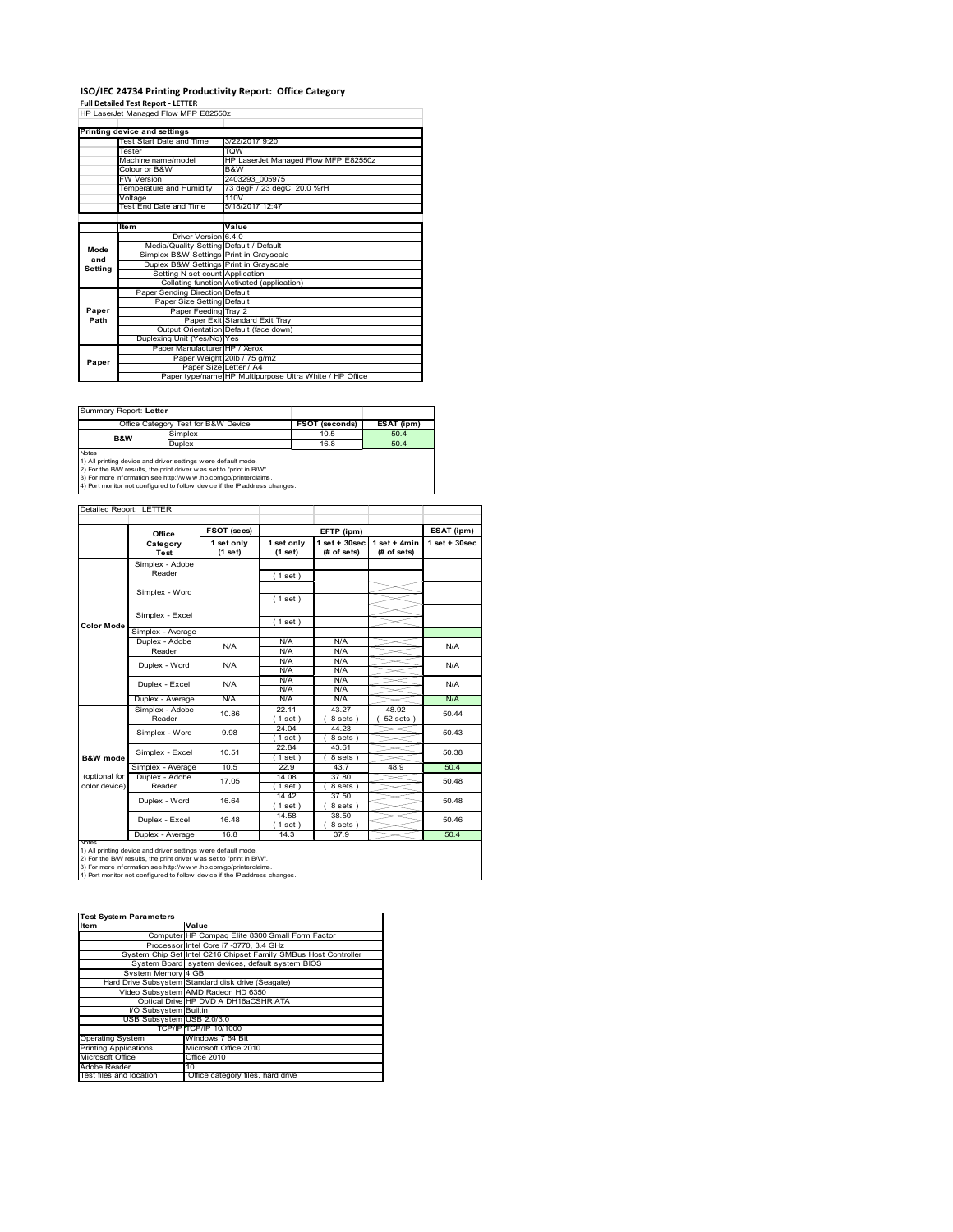# ISO/IEC 24734 Printing Productivity Report: Office Category

**Full Detailed Test Report - LETTER**

HP LaserJet Managed Flow MFP E82550z

| Printing device and settings | |
|---|---|
| Test Start Date and Time | 3/22/2017 9:20 |
| Tester | TQW |
| Machine name/model | HP LaserJet Managed Flow MFP E82550z |
| Colour or B&W | B&W |
| FW Version | 2403293_005975 |
| Temperature and Humidity | 73 degF / 23 degC 20.0 %rH |
| Voltage | 110V |
| Test End Date and Time | 5/18/2017 12:47 |

| | Item | Value |
|---|---|---|
| Mode and Setting | Driver Version | 6.4.0 |
| | Media/Quality Setting | Default / Default |
| | Simplex B&W Settings | Print in Grayscale |
| | Duplex B&W Settings | Print in Grayscale |
| | Setting N set count | Application |
| | Collating function | Activated (application) |
| Paper Path | Paper Sending Direction | Default |
| | Paper Size Setting | Default |
| | Paper Feeding | Tray 2 |
| | Paper Exit | Standard Exit Tray |
| | Output Orientation | Default (face down) |
| | Duplexing Unit (Yes/No) | Yes |
| Paper | Paper Manufacturer | HP / Xerox |
| | Paper Weight | 20lb / 75 g/m2 |
| | Paper Size | Letter / A4 |
| | Paper type/name | HP Multipurpose Ultra White / HP Office |

Summary Report: **Letter**

| Office Category Test for B&W Device | | FSOT (seconds) | ESAT (ipm) |
|---|---|---|---|
| B&W | Simplex | 10.5 | 50.4 |
| | Duplex | 16.8 | 50.4 |

Notes
1) All printing device and driver settings were default mode.
2) For the B/W results, the print driver was set to "print in B/W".
3) For more information see http://www.hp.com/go/printerclaims.
4) Port monitor not configured to follow device if the IP address changes.

Detailed Report: LETTER

| | Office Category Test | FSOT (secs) 1 set only (1 set) | EFTP (ipm) 1 set only (1 set) | EFTP (ipm) 1 set + 30sec (# of sets) | EFTP (ipm) 1 set + 4min (# of sets) | ESAT (ipm) 1 set + 30sec |
|---|---|---|---|---|---|---|
| Color Mode | Simplex - Adobe Reader | | (1 set) | | | |
| | Simplex - Word | | (1 set) | | | |
| | Simplex - Excel | | (1 set) | | | |
| | Simplex - Average | | | | | |
| | Duplex - Adobe Reader | N/A | N/A<br>N/A | N/A<br>N/A | | N/A |
| | Duplex - Word | N/A | N/A<br>N/A | N/A<br>N/A | | N/A |
| | Duplex - Excel | N/A | N/A<br>N/A | N/A<br>N/A | | N/A |
| | Duplex - Average | N/A | N/A | N/A | | N/A |
| B&W mode (optional for color device) | Simplex - Adobe Reader | 10.86 | 22.11<br>(1 set) | 43.27<br>(8 sets) | 48.92<br>(52 sets) | 50.44 |
| | Simplex - Word | 9.98 | 24.04<br>(1 set) | 44.23<br>(8 sets) | | 50.43 |
| | Simplex - Excel | 10.51 | 22.84<br>(1 set) | 43.61<br>(8 sets) | | 50.38 |
| | Simplex - Average | 10.5 | 22.9 | 43.7 | 48.9 | 50.4 |
| | Duplex - Adobe Reader | 17.05 | 14.08<br>(1 set) | 37.80<br>(8 sets) | | 50.48 |
| | Duplex - Word | 16.64 | 14.42<br>(1 set) | 37.50<br>(8 sets) | | 50.48 |
| | Duplex - Excel | 16.48 | 14.58<br>(1 set) | 38.50<br>(8 sets) | | 50.46 |
| | Duplex - Average | 16.8 | 14.3 | 37.9 | | 50.4 |

Notes
1) All printing device and driver settings were default mode.
2) For the B/W results, the print driver was set to "print in B/W".
3) For more information see http://www.hp.com/go/printerclaims.
4) Port monitor not configured to follow device if the IP address changes.

| Test System Parameters | |
|---|---|
| **Item** | **Value** |
| Computer | HP Compaq Elite 8300 Small Form Factor |
| Processor | Intel Core i7 -3770, 3.4 GHz |
| System Chip Set | Intel C216 Chipset Family SMBus Host Controller |
| System Board | system devices, default system BIOS |
| System Memory | 4 GB |
| Hard Drive Subsystem | Standard disk drive (Seagate) |
| Video Subsystem | AMD Radeon HD 6350 |
| Optical Drive | HP DVD A DH16aCSHR ATA |
| I/O Subsystem | Builtin |
| USB Subsystem | USB 2.0/3.0 |
| TCP/IP | TCP/IP 10/1000 |
| Operating System | Windows 7 64 Bit |
| Printing Applications | Microsoft Office 2010 |
| Microsoft Office | Office 2010 |
| Adobe Reader | 10 |
| Test files and location | Office category files, hard drive |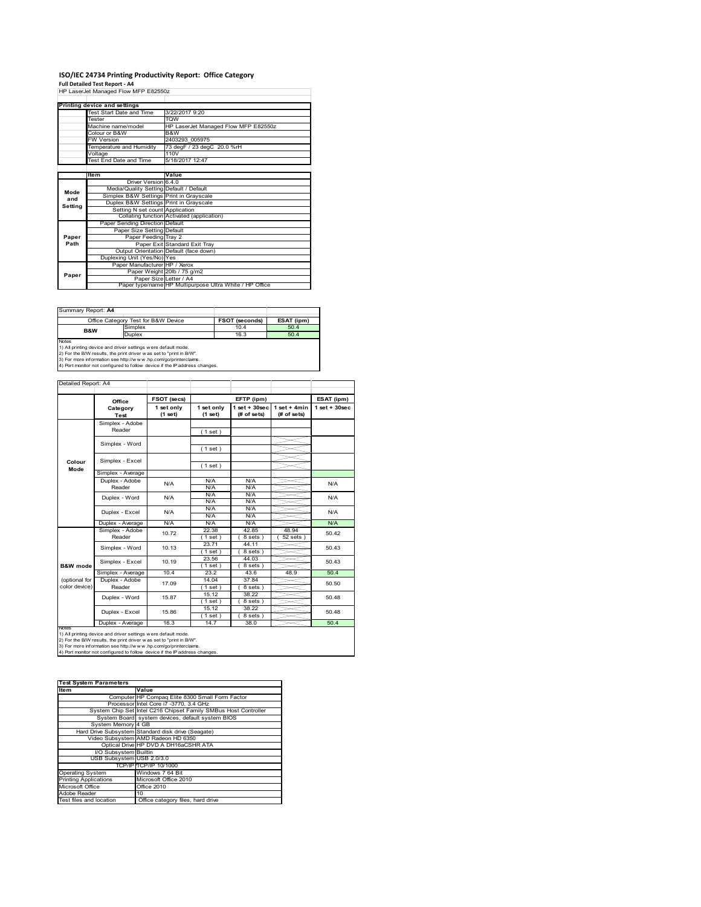# ISO/IEC 24734 Printing Productivity Report: Office Category

**Full Detailed Test Report - A4**

HP LaserJet Managed Flow MFP E82550z

| Printing device and settings | |
|---|---|
| Test Start Date and Time | 3/22/2017 9:20 |
| Tester | TQW |
| Machine name/model | HP LaserJet Managed Flow MFP E82550z |
| Colour or B&W | B&W |
| FW Version | 2403293_005975 |
| Temperature and Humidity | 73 degF / 23 degC 20.0 %rH |
| Voltage | 110V |
| Test End Date and Time | 5/18/2017 12:47 |

| | Item | Value |
|---|---|---|
| Mode and Setting | Driver Version | 6.4.0 |
| | Media/Quality Setting | Default / Default |
| | Simplex B&W Settings | Print in Grayscale |
| | Duplex B&W Settings | Print in Grayscale |
| | Setting N set count | Application |
| | Collating function | Activated (application) |
| Paper Path | Paper Sending Direction | Default |
| | Paper Size Setting | Default |
| | Paper Feeding | Tray 2 |
| | Paper Exit | Standard Exit Tray |
| | Output Orientation | Default (face down) |
| | Duplexing Unit (Yes/No) | Yes |
| Paper | Paper Manufacturer | HP / Xerox |
| | Paper Weight | 20lb / 75 g/m2 |
| | Paper Size | Letter / A4 |
| | Paper type/name | HP Multipurpose Ultra White / HP Office |

Summary Report: **A4**

| Office Category Test for B&W Device | | FSOT (seconds) | ESAT (ipm) |
|---|---|---|---|
| B&W | Simplex | 10.4 | 50.4 |
| | Duplex | 16.3 | 50.4 |

Notes
1) All printing device and driver settings were default mode.
2) For the B/W results, the print driver was set to "print in B/W".
3) For more information see http://www.hp.com/go/printerclaims.
4) Port monitor not configured to follow device if the IP address changes.

Detailed Report: A4

| | Office Category Test | FSOT (secs) 1 set only (1 set) | EFTP (ipm) 1 set only (1 set) | EFTP (ipm) 1 set + 30sec (# of sets) | EFTP (ipm) 1 set + 4min (# of sets) | ESAT (ipm) 1 set + 30sec |
|---|---|---|---|---|---|---|
| Colour Mode | Simplex - Adobe Reader | | (1 set) | | | |
| | Simplex - Word | | (1 set) | | | |
| | Simplex - Excel | | (1 set) | | | |
| | Simplex - Average | | | | | |
| | Duplex - Adobe Reader | N/A | N/A<br>N/A | N/A<br>N/A | | N/A |
| | Duplex - Word | N/A | N/A<br>N/A | N/A<br>N/A | | N/A |
| | Duplex - Excel | N/A | N/A<br>N/A | N/A<br>N/A | | N/A |
| | Duplex - Average | N/A | N/A | N/A | | N/A |
| B&W mode (optional for color device) | Simplex - Adobe Reader | 10.72 | 22.38<br>(1 set) | 42.85<br>(8 sets) | 48.94<br>(52 sets) | 50.42 |
| | Simplex - Word | 10.13 | 23.71<br>(1 set) | 44.11<br>(8 sets) | | 50.43 |
| | Simplex - Excel | 10.19 | 23.56<br>(1 set) | 44.03<br>(8 sets) | | 50.43 |
| | Simplex - Average | 10.4 | 23.2 | 43.6 | 48.9 | 50.4 |
| | Duplex - Adobe Reader | 17.09 | 14.04<br>(1 set) | 37.84<br>(8 sets) | | 50.50 |
| | Duplex - Word | 15.87 | 15.12<br>(1 set) | 38.22<br>(8 sets) | | 50.48 |
| | Duplex - Excel | 15.86 | 15.12<br>(1 set) | 38.22<br>(8 sets) | | 50.48 |
| | Duplex - Average | 16.3 | 14.7 | 38.0 | | 50.4 |

Notes
1) All printing device and driver settings were default mode.
2) For the B/W results, the print driver was set to "print in B/W".
3) For more information see http://www.hp.com/go/printerclaims.
4) Port monitor not configured to follow device if the IP address changes.

| Test System Parameters | |
|---|---|
| **Item** | **Value** |
| Computer | HP Compaq Elite 8300 Small Form Factor |
| Processor | Intel Core i7 -3770, 3.4 GHz |
| System Chip Set | Intel C216 Chipset Family SMBus Host Controller |
| System Board | system devices, default system BIOS |
| System Memory | 4 GB |
| Hard Drive Subsystem | Standard disk drive (Seagate) |
| Video Subsystem | AMD Radeon HD 6350 |
| Optical Drive | HP DVD A DH16aCSHR ATA |
| I/O Subsystem | Builtin |
| USB Subsystem | USB 2.0/3.0 |
| TCP/IP | TCP/IP 10/1000 |
| Operating System | Windows 7 64 Bit |
| Printing Applications | Microsoft Office 2010 |
| Microsoft Office | Office 2010 |
| Adobe Reader | 10 |
| Test files and location | Office category files, hard drive |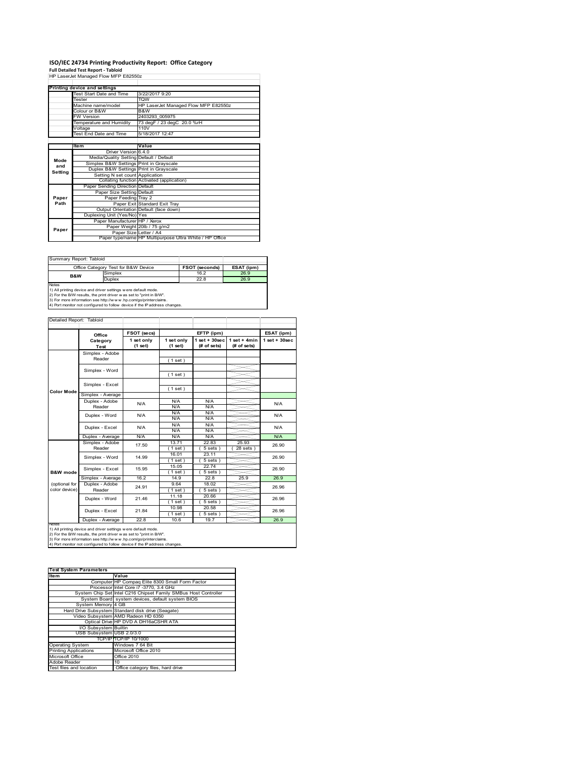# ISO/IEC 24734 Printing Productivity Report: Office Category

**Full Detailed Test Report - Tabloid**

HP LaserJet Managed Flow MFP E82550z

| Printing device and settings | |
|---|---|
| Test Start Date and Time | 3/22/2017 9:20 |
| Tester | TQW |
| Machine name/model | HP LaserJet Managed Flow MFP E82550z |
| Colour or B&W | B&W |
| FW Version | 2403293_005975 |
| Temperature and Humidity | 73 degF / 23 degC 20.0 %rH |
| Voltage | 110V |
| Test End Date and Time | 5/18/2017 12:47 |

| | Item | Value |
|---|---|---|
| Mode and Setting | Driver Version | 6.4.0 |
| | Media/Quality Setting | Default / Default |
| | Simplex B&W Settings | Print in Grayscale |
| | Duplex B&W Settings | Print in Grayscale |
| | Setting N set count | Application |
| | Collating function | Activated (application) |
| Paper Path | Paper Sending Direction | Default |
| | Paper Size Setting | Default |
| | Paper Feeding | Tray 2 |
| | Paper Exit | Standard Exit Tray |
| | Output Orientation | Default (face down) |
| | Duplexing Unit (Yes/No) | Yes |
| Paper | Paper Manufacturer | HP / Xerox |
| | Paper Weight | 20lb / 75 g/m2 |
| | Paper Size | Letter / A4 |
| | Paper type/name | HP Multipurpose Ultra White / HP Office |

Summary Report: Tabloid

| Office Category Test for B&W Device | | FSOT (seconds) | ESAT (ipm) |
|---|---|---|---|
| B&W | Simplex | 16.2 | 26.9 |
| | Duplex | 22.8 | 26.9 |

Notes
1) All printing device and driver settings were default mode.
2) For the B/W results, the print driver was set to "print in B/W".
3) For more information see http://www.hp.com/go/printerclaims.
4) Port monitor not configured to follow device if the IP address changes.

Detailed Report: Tabloid

| | Office Category Test | FSOT (secs) 1 set only (1 set) | EFTP (ipm) 1 set only (1 set) | EFTP (ipm) 1 set + 30sec (# of sets) | EFTP (ipm) 1 set + 4min (# of sets) | ESAT (ipm) 1 set + 30sec |
|---|---|---|---|---|---|---|
| Color Mode | Simplex - Adobe Reader | | (1 set) | | | |
| | Simplex - Word | | (1 set) | | | |
| | Simplex - Excel | | (1 set) | | | |
| | Simplex - Average | | | | | |
| | Duplex - Adobe Reader | N/A | N/A / N/A | N/A / N/A | | N/A |
| | Duplex - Word | N/A | N/A / N/A | N/A / N/A | | N/A |
| | Duplex - Excel | N/A | N/A / N/A | N/A / N/A | | N/A |
| | Duplex - Average | N/A | N/A | N/A | | N/A |
| B&W mode (optional for color device) | Simplex - Adobe Reader | 17.50 | 13.71 (1 set) | 22.83 (5 sets) | 25.93 (28 sets) | 26.90 |
| | Simplex - Word | 14.99 | 16.01 (1 set) | 23.11 (5 sets) | | 26.90 |
| | Simplex - Excel | 15.95 | 15.05 (1 set) | 22.74 (5 sets) | | 26.90 |
| | Simplex - Average | 16.2 | 14.9 | 22.8 | 25.9 | 26.9 |
| | Duplex - Adobe Reader | 24.91 | 9.64 (1 set) | 18.02 (5 sets) | | 26.96 |
| | Duplex - Word | 21.46 | 11.18 (1 set) | 20.66 (5 sets) | | 26.96 |
| | Duplex - Excel | 21.84 | 10.98 (1 set) | 20.58 (5 sets) | | 26.96 |
| | Duplex - Average | 22.8 | 10.6 | 19.7 | | 26.9 |

Notes
1) All printing device and driver settings were default mode.
2) For the B/W results, the print driver was set to "print in B/W".
3) For more information see http://www.hp.com/go/printerclaims.
4) Port monitor not configured to follow device if the IP address changes.

| Test System Parameters | |
|---|---|
| **Item** | **Value** |
| Computer | HP Compaq Elite 8300 Small Form Factor |
| Processor | Intel Core i7 -3770, 3.4 GHz |
| System Chip Set | Intel C216 Chipset Family SMBus Host Controller |
| System Board | system devices, default system BIOS |
| System Memory | 4 GB |
| Hard Drive Subsystem | Standard disk drive (Seagate) |
| Video Subsystem | AMD Radeon HD 6350 |
| Optical Drive | HP DVD A DH16aCSHR ATA |
| I/O Subsystem | Builtin |
| USB Subsystem | USB 2.0/3.0 |
| TCP/IP | TCP/IP 10/1000 |
| Operating System | Windows 7 64 Bit |
| Printing Applications | Microsoft Office 2010 |
| Microsoft Office | Office 2010 |
| Adobe Reader | 10 |
| Test files and location | Office category files, hard drive |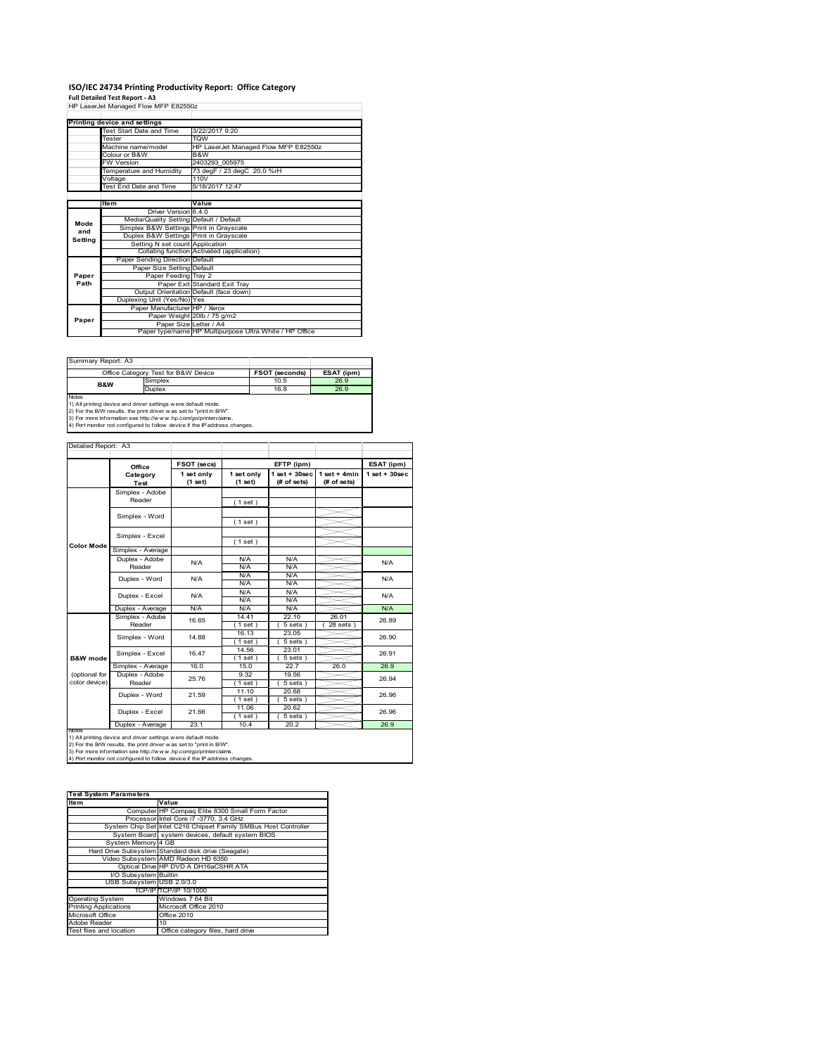# ISO/IEC 24734 Printing Productivity Report: Office Category

**Full Detailed Test Report - A3**

HP LaserJet Managed Flow MFP E82550z

| Printing device and settings | |
|---|---|
| Test Start Date and Time | 3/22/2017 9:20 |
| Tester | TQW |
| Machine name/model | HP LaserJet Managed Flow MFP E82550z |
| Colour or B&W | B&W |
| FW Version | 2403293_005975 |
| Temperature and Humidity | 73 degF / 23 degC 20.0 %rH |
| Voltage | 110V |
| Test End Date and Time | 5/18/2017 12:47 |

| | Item | Value |
|---|---|---|
| Mode and Setting | Driver Version | 6.4.0 |
| | Media/Quality Setting | Default / Default |
| | Simplex B&W Settings | Print in Grayscale |
| | Duplex B&W Settings | Print in Grayscale |
| | Setting N set count | Application |
| | Collating function | Activated (application) |
| Paper Path | Paper Sending Direction | Default |
| | Paper Size Setting | Default |
| | Paper Feeding | Tray 2 |
| | Paper Exit | Standard Exit Tray |
| | Output Orientation | Default (face down) |
| | Duplexing Unit (Yes/No) | Yes |
| Paper | Paper Manufacturer | HP / Xerox |
| | Paper Weight | 20lb / 75 g/m2 |
| | Paper Size | Letter / A4 |
| | Paper type/name | HP Multipurpose Ultra White / HP Office |

Summary Report: A3

| Office Category Test for B&W Device | | FSOT (seconds) | ESAT (ipm) |
|---|---|---|---|
| B&W | Simplex | 10.5 | 26.9 |
| | Duplex | 16.8 | 26.9 |

Notes
1) All printing device and driver settings were default mode.
2) For the B/W results, the print driver was set to "print in B/W".
3) For more information see http://www.hp.com/go/printerclaims.
4) Port monitor not configured to follow device if the IP address changes.

Detailed Report: A3

| | Office Category Test | FSOT (secs) 1 set only (1 set) | EFTP (ipm) 1 set only (1 set) | EFTP (ipm) 1 set + 30sec (# of sets) | EFTP (ipm) 1 set + 4min (# of sets) | ESAT (ipm) 1 set + 30sec |
|---|---|---|---|---|---|---|
| Color Mode | Simplex - Adobe Reader | | (1 set) | | | |
| | Simplex - Word | | (1 set) | | | |
| | Simplex - Excel | | (1 set) | | | |
| | Simplex - Average | | | | | |
| | Duplex - Adobe Reader | N/A | N/A<br>N/A | N/A<br>N/A | | N/A |
| | Duplex - Word | N/A | N/A<br>N/A | N/A<br>N/A | | N/A |
| | Duplex - Excel | N/A | N/A<br>N/A | N/A<br>N/A | | N/A |
| | Duplex - Average | N/A | N/A | N/A | | N/A |
| B&W mode (optional for color device) | Simplex - Adobe Reader | 16.65 | 14.41<br>(1 set) | 22.10<br>(5 sets) | 26.01<br>(28 sets) | 26.89 |
| | Simplex - Word | 14.88 | 16.13<br>(1 set) | 23.05<br>(5 sets) | | 26.90 |
| | Simplex - Excel | 16.47 | 14.56<br>(1 set) | 23.01<br>(5 sets) | | 26.91 |
| | Simplex - Average | 16.0 | 15.0 | 22.7 | 26.0 | 26.9 |
| | Duplex - Adobe Reader | 25.76 | 9.32<br>(1 set) | 19.56<br>(5 sets) | | 26.94 |
| | Duplex - Word | 21.59 | 11.10<br>(1 set) | 20.68<br>(5 sets) | | 26.96 |
| | Duplex - Excel | 21.66 | 11.06<br>(1 set) | 20.62<br>(5 sets) | | 26.96 |
| | Duplex - Average | 23.1 | 10.4 | 20.2 | | 26.9 |

Notes
1) All printing device and driver settings were default mode.
2) For the B/W results, the print driver was set to "print in B/W".
3) For more information see http://www.hp.com/go/printerclaims.
4) Port monitor not configured to follow device if the IP address changes.

| Test System Parameters | |
|---|---|
| **Item** | **Value** |
| Computer | HP Compaq Elite 8300 Small Form Factor |
| Processor | Intel Core i7 -3770, 3.4 GHz |
| System Chip Set | Intel C216 Chipset Family SMBus Host Controller |
| System Board | system devices, default system BIOS |
| System Memory | 4 GB |
| Hard Drive Subsystem | Standard disk drive (Seagate) |
| Video Subsystem | AMD Radeon HD 6350 |
| Optical Drive | HP DVD A DH16aCSHR ATA |
| I/O Subsystem | Builtin |
| USB Subsystem | USB 2.0/3.0 |
| TCP/IP | TCP/IP 10/1000 |
| Operating System | Windows 7 64 Bit |
| Printing Applications | Microsoft Office 2010 |
| Microsoft Office | Office 2010 |
| Adobe Reader | 10 |
| Test files and location | Office category files, hard drive |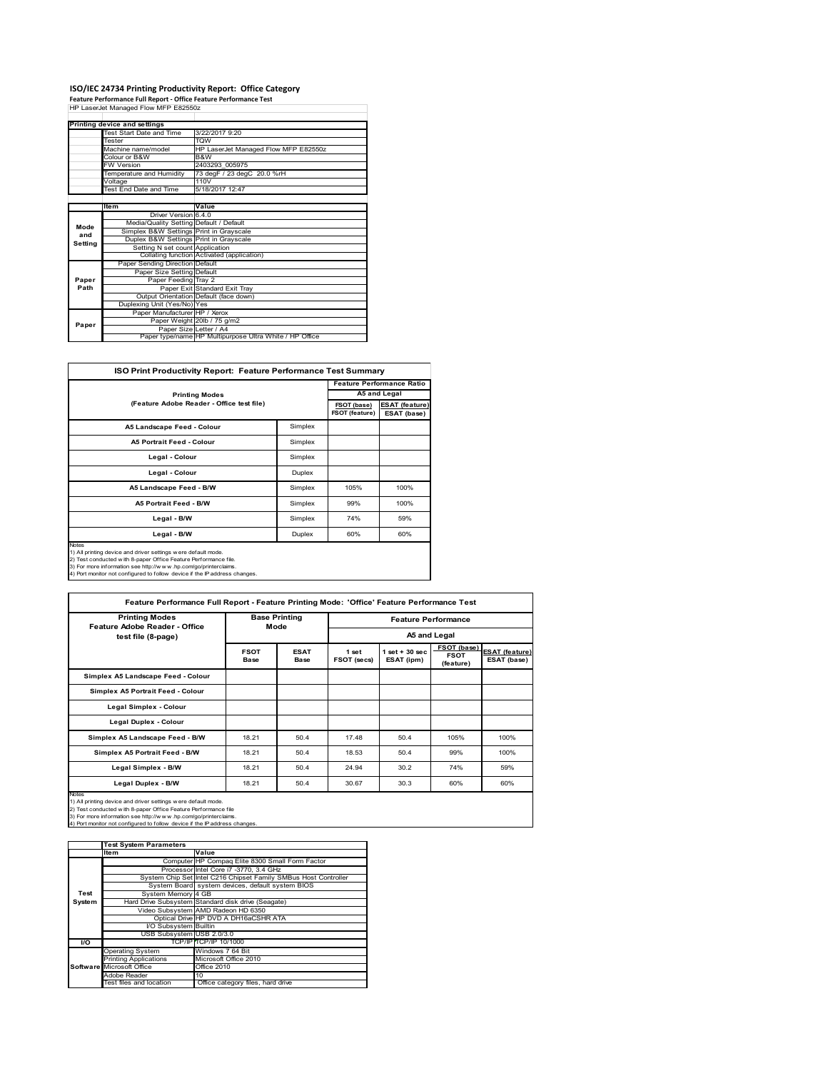# ISO/IEC 24734 Printing Productivity Report: Office Category

**Feature Performance Full Report - Office Feature Performance Test**

HP LaserJet Managed Flow MFP E82550z

| Printing device and settings | |
|---|---|
| Test Start Date and Time | 3/22/2017 9:20 |
| Tester | TQW |
| Machine name/model | HP LaserJet Managed Flow MFP E82550z |
| Colour or B&W | B&W |
| FW Version | 2403293_005975 |
| Temperature and Humidity | 73 degF / 23 degC 20.0 %rH |
| Voltage | 110V |
| Test End Date and Time | 5/18/2017 12:47 |

| | Item | Value |
|---|---|---|
| Mode and Setting | Driver Version | 6.4.0 |
| | Media/Quality Setting | Default / Default |
| | Simplex B&W Settings | Print in Grayscale |
| | Duplex B&W Settings | Print in Grayscale |
| | Setting N set count | Application |
| | Collating function | Activated (application) |
| Paper Path | Paper Sending Direction | Default |
| | Paper Size Setting | Default |
| | Paper Feeding | Tray 2 |
| | Paper Exit | Standard Exit Tray |
| | Output Orientation | Default (face down) |
| | Duplexing Unit (Yes/No) | Yes |
| Paper | Paper Manufacturer | HP / Xerox |
| | Paper Weight | 20lb / 75 g/m2 |
| | Paper Size | Letter / A4 |
| | Paper type/name | HP Multipurpose Ultra White / HP Office |

## ISO Print Productivity Report: Feature Performance Test Summary

| Printing Modes (Feature Adobe Reader - Office test file) | | Feature Performance Ratio A5 and Legal | |
|---|---|---|---|
| | | FSOT (base) / FSOT (feature) | ESAT (feature) / ESAT (base) |
| A5 Landscape Feed - Colour | Simplex | | |
| A5 Portrait Feed - Colour | Simplex | | |
| Legal - Colour | Simplex | | |
| Legal - Colour | Duplex | | |
| A5 Landscape Feed - B/W | Simplex | 105% | 100% |
| A5 Portrait Feed - B/W | Simplex | 99% | 100% |
| Legal - B/W | Simplex | 74% | 59% |
| Legal - B/W | Duplex | 60% | 60% |

Notes
1) All printing device and driver settings were default mode.
2) Test conducted with 8-paper Office Feature Performance file.
3) For more information see http://www.hp.com/go/printerclaims.
4) Port monitor not configured to follow device if the IP address changes.

## Feature Performance Full Report - Feature Printing Mode: 'Office' Feature Performance Test

| Printing Modes Feature Adobe Reader - Office test file (8-page) | Base Printing Mode | | Feature Performance A5 and Legal | | | |
|---|---|---|---|---|---|---|
| | FSOT Base | ESAT Base | 1 set FSOT (secs) | 1 set + 30 sec ESAT (ipm) | FSOT (base) / FSOT (feature) | ESAT (feature) / ESAT (base) |
| Simplex A5 Landscape Feed - Colour | | | | | | |
| Simplex A5 Portrait Feed - Colour | | | | | | |
| Legal Simplex - Colour | | | | | | |
| Legal Duplex - Colour | | | | | | |
| Simplex A5 Landscape Feed - B/W | 18.21 | 50.4 | 17.48 | 50.4 | 105% | 100% |
| Simplex A5 Portrait Feed - B/W | 18.21 | 50.4 | 18.53 | 50.4 | 99% | 100% |
| Legal Simplex - B/W | 18.21 | 50.4 | 24.94 | 30.2 | 74% | 59% |
| Legal Duplex - B/W | 18.21 | 50.4 | 30.67 | 30.3 | 60% | 60% |

Notes
1) All printing device and driver settings were default mode.
2) Test conducted with 8-paper Office Feature Performance file
3) For more information see http://www.hp.com/go/printerclaims.
4) Port monitor not configured to follow device if the IP address changes.

| | Test System Parameters | |
|---|---|---|
| | Item | Value |
| Test System | Computer | HP Compaq Elite 8300 Small Form Factor |
| | Processor | Intel Core i7 -3770, 3.4 GHz |
| | System Chip Set | Intel C216 Chipset Family SMBus Host Controller |
| | System Board | system devices, default system BIOS |
| | System Memory | 4 GB |
| | Hard Drive Subsystem | Standard disk drive (Seagate) |
| | Video Subsystem | AMD Radeon HD 6350 |
| | Optical Drive | HP DVD A DH16aCSHR ATA |
| | I/O Subsystem | Builtin |
| | USB Subsystem | USB 2.0/3.0 |
| I/O | TCP/IP | TCP/IP 10/1000 |
| Software | Operating System | Windows 7 64 Bit |
| | Printing Applications | Microsoft Office 2010 |
| | Microsoft Office | Office 2010 |
| | Adobe Reader | 10 |
| | Test files and location | Office category files, hard drive |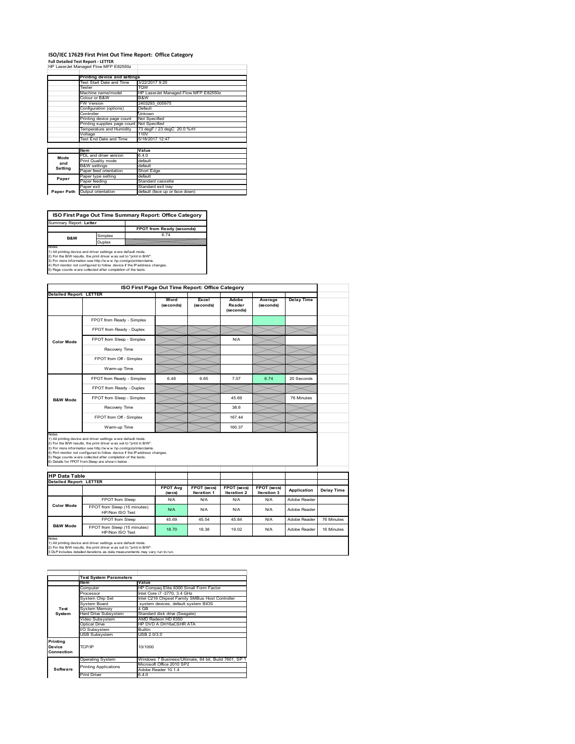# ISO/IEC 17629 First Print Out Time Report: Office Category

**Full Detailed Test Report - LETTER**

HP LaserJet Managed Flow MFP E82550z

| | Printing device and settings | |
|---|---|---|
| | Test Start Date and Time | 3/22/2017 9:20 |
| | Tester | TQW |
| | Machine name/model | HP LaserJet Managed Flow MFP E82550z |
| | Colour or B&W | B&W |
| | FW Version | 2403293_005975 |
| | Configuration (options) | Default |
| | Controller | Unkown |
| | Printing device page count | Not Specified |
| | Printing supplies page count | Not Specified |
| | Temperature and Humidity | 73 degF / 23 degC 20.0 %rH |
| | Voltage | 110V |
| | Test End Date and Time | 5/18/2017 12:47 |

| | Item | Value |
|---|---|---|
| Mode and Setting | PDL and driver version | 6.4.0 |
| | Print Quality mode | default |
| | B&W settings | default |
| | Paper feed orientation | Short Edge |
| Paper | Paper type setting | default |
| | Paper feeding | Standard cassette |
| | Paper exit | Standard exit tray |
| Paper Path | Output orientation | default (face up or face down) |

**ISO First Page Out Time Summary Report: Office Category**

| Summary Report: **Letter** | | |
|---|---|---|
| | | FPOT from Ready (seconds) |
| B&W | Simplex | 6.74 |
| | Duplex | |

Notes
1) All printing device and driver settings were default mode.
2) For the B/W results, the print driver was set to "print in B/W".
3) For more information see http://www.hp.com/go/printerclaims.
4) Port monitor not configured to follow device if the IP address changes.
5) Page counts were collected after completion of the tests.

**ISO First Page Out Time Report: Office Category**

| Detailed Report: LETTER | | Word (seconds) | Excel (seconds) | Adobe Reader (seconds) | Average (seconds) | Delay Time |
|---|---|---|---|---|---|---|
| Color Mode | FPOT from Ready - Simplex | | | | | |
| | FPOT from Ready - Duplex | | | | | |
| | FPOT from Sleep - Simplex | | | N/A | | |
| | Recovery Time | | | | | |
| | FPOT from Off - Simplex | | | | | |
| | Warm-up Time | | | | | |
| B&W Mode | FPOT from Ready - Simplex | 6.48 | 6.65 | 7.07 | 6.74 | 20 Seconds |
| | FPOT from Ready - Duplex | | | | | |
| | FPOT from Sleep - Simplex | | | 45.69 | | 76 Minutes |
| | Recovery Time | | | 38.6 | | |
| | FPOT from Off - Simplex | | | 167.44 | | |
| | Warm-up Time | | | 160.37 | | |

Notes
1) All printing device and driver settings were default mode.
2) For the B/W results, the print driver was set to "print in B/W".
3) For more information see http://www.hp.com/go/printerclaims.
4) Port monitor not configured to follow device if the IP address changes.
5) Page counts were collected after completion of the tests.
6) Details for FPOT from Sleep are shown below.

**HP Data Table**

| Detailed Report: LETTER | | FPOT Avg (secs) | FPOT (secs) Iteration 1 | FPOT (secs) Iteration 2 | FPOT (secs) Iteration 3 | Application | Delay Time |
|---|---|---|---|---|---|---|---|
| Color Mode | FPOT from Sleep | N/A | N/A | N/A | N/A | Adobe Reader | |
| | FPOT from Sleep (15 minutes) HP/Non ISO Test | N/A | N/A | N/A | N/A | Adobe Reader | |
| B&W Mode | FPOT from Sleep | 45.69 | 45.54 | 45.84 | N/A | Adobe Reader | 76 Minutes |
| | FPOT from Sleep (15 minutes) HP/Non ISO Test | 18.70 | 18.38 | 19.02 | N/A | Adobe Reader | 16 Minutes |

Notes
1) All printing device and driver settings were default mode.
2) For the B/W results, the print driver was set to "print in B/W".
3 DLP includes detailed iterations as data measurements may vary run to run.

| | Test System Parameters | |
|---|---|---|
| | Item | Value |
| Test System | Computer | HP Compaq Elite 8300 Small Form Factor |
| | Processor | Intel Core i7 -3770, 3.4 GHz |
| | System Chip Set | Intel C216 Chipset Family SMBus Host Controller |
| | System Board | system devices, default system BIOS |
| | System Memory | 4 GB |
| | Hard Drive Subsystem | Standard disk drive (Seagate) |
| | Video Subsystem | AMD Radeon HD 6350 |
| | Optical Drive | HP DVD A DH16aCSHR ATA |
| | I/O Subsystem | Builtin |
| | USB Subsystem | USB 2.0/3.0 |
| Printing Device Connection | TCP/IP | 10/1000 |
| Software | Operating System | Windows 7 Business/Ultimate, 64 bit, Build 7601, SP 1 |
| | Printing Applications | Microsoft Office 2010 SP2 |
| | | Adobe Reader 10.1.4 |
| | Print Driver | 6.4.0 |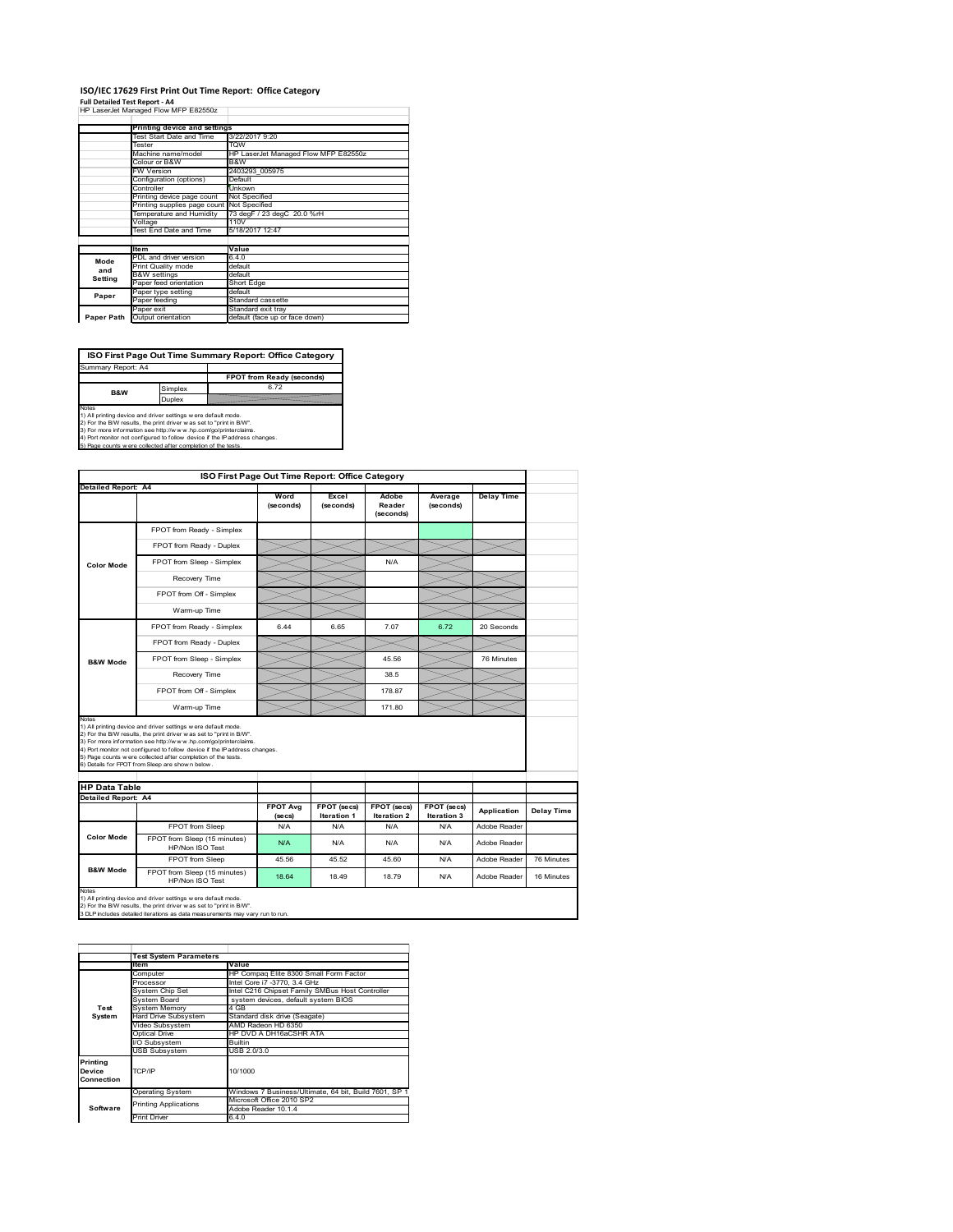# ISO/IEC 17629 First Print Out Time Report: Office Category

**Full Detailed Test Report - A4**

HP LaserJet Managed Flow MFP E82550z

| | Printing device and settings | |
|---|---|---|
| | Test Start Date and Time | 3/22/2017 9:20 |
| | Tester | TQW |
| | Machine name/model | HP LaserJet Managed Flow MFP E82550z |
| | Colour or B&W | B&W |
| | FW Version | 2403293_005975 |
| | Configuration (options) | Default |
| | Controller | Unkown |
| | Printing device page count | Not Specified |
| | Printing supplies page count | Not Specified |
| | Temperature and Humidity | 73 degF / 23 degC 20.0 %rH |
| | Voltage | 110V |
| | Test End Date and Time | 5/18/2017 12:47 |

| | Item | Value |
|---|---|---|
| Mode and Setting | PDL and driver version | 6.4.0 |
| | Print Quality mode | default |
| | B&W settings | default |
| | Paper feed orientation | Short Edge |
| Paper | Paper type setting | default |
| | Paper feeding | Standard cassette |
| | Paper exit | Standard exit tray |
| Paper Path | Output orientation | default (face up or face down) |

## ISO First Page Out Time Summary Report: Office Category

Summary Report: A4

| | | FPOT from Ready (seconds) |
|---|---|---|
| B&W | Simplex | 6.72 |
| | Duplex | |

Notes
1) All printing device and driver settings were default mode.
2) For the B/W results, the print driver was set to "print in B/W".
3) For more information see http://www.hp.com/go/printerclaims.
4) Port monitor not configured to follow device if the IP address changes.
5) Page counts were collected after completion of the tests.

## ISO First Page Out Time Report: Office Category

Detailed Report: A4

| | | Word (seconds) | Excel (seconds) | Adobe Reader (seconds) | Average (seconds) | Delay Time |
|---|---|---|---|---|---|---|
| Color Mode | FPOT from Ready - Simplex | | | | | |
| | FPOT from Ready - Duplex | | | | | |
| | FPOT from Sleep - Simplex | | | N/A | | |
| | Recovery Time | | | | | |
| | FPOT from Off - Simplex | | | | | |
| | Warm-up Time | | | | | |
| B&W Mode | FPOT from Ready - Simplex | 6.44 | 6.65 | 7.07 | 6.72 | 20 Seconds |
| | FPOT from Ready - Duplex | | | | | |
| | FPOT from Sleep - Simplex | | | 45.56 | | 76 Minutes |
| | Recovery Time | | | 38.5 | | |
| | FPOT from Off - Simplex | | | 178.87 | | |
| | Warm-up Time | | | 171.80 | | |

Notes
1) All printing device and driver settings were default mode.
2) For the B/W results, the print driver was set to "print in B/W".
3) For more information see http://www.hp.com/go/printerclaims.
4) Port monitor not configured to follow device if the IP address changes.
5) Page counts were collected after completion of the tests.
6) Details for FPOT from Sleep are shown below.

## HP Data Table

Detailed Report: A4

| | | FPOT Avg (secs) | FPOT (secs) Iteration 1 | FPOT (secs) Iteration 2 | FPOT (secs) Iteration 3 | Application | Delay Time |
|---|---|---|---|---|---|---|---|
| Color Mode | FPOT from Sleep | N/A | N/A | N/A | N/A | Adobe Reader | |
| | FPOT from Sleep (15 minutes) HP/Non ISO Test | N/A | N/A | N/A | N/A | Adobe Reader | |
| B&W Mode | FPOT from Sleep | 45.56 | 45.52 | 45.60 | N/A | Adobe Reader | 76 Minutes |
| | FPOT from Sleep (15 minutes) HP/Non ISO Test | 18.64 | 18.49 | 18.79 | N/A | Adobe Reader | 16 Minutes |

Notes
1) All printing device and driver settings were default mode.
2) For the B/W results, the print driver was set to "print in B/W".
3 DLP includes detailed iterations as data measurements may vary run to run.

| | Test System Parameters | |
|---|---|---|
| | Item | Value |
| Test System | Computer | HP Compaq Elite 8300 Small Form Factor |
| | Processor | Intel Core i7 -3770, 3.4 GHz |
| | System Chip Set | Intel C216 Chipset Family SMBus Host Controller |
| | System Board | system devices, default system BIOS |
| | System Memory | 4 GB |
| | Hard Drive Subsystem | Standard disk drive (Seagate) |
| | Video Subsystem | AMD Radeon HD 6350 |
| | Optical Drive | HP DVD A DH16aCSHR ATA |
| | I/O Subsystem | Builtin |
| | USB Subsystem | USB 2.0/3.0 |
| Printing Device Connection | TCP/IP | 10/1000 |
| Software | Operating System | Windows 7 Business/Ultimate, 64 bit, Build 7601, SP 1 |
| | Printing Applications | Microsoft Office 2010 SP2 |
| | | Adobe Reader 10.1.4 |
| | Print Driver | 6.4.0 |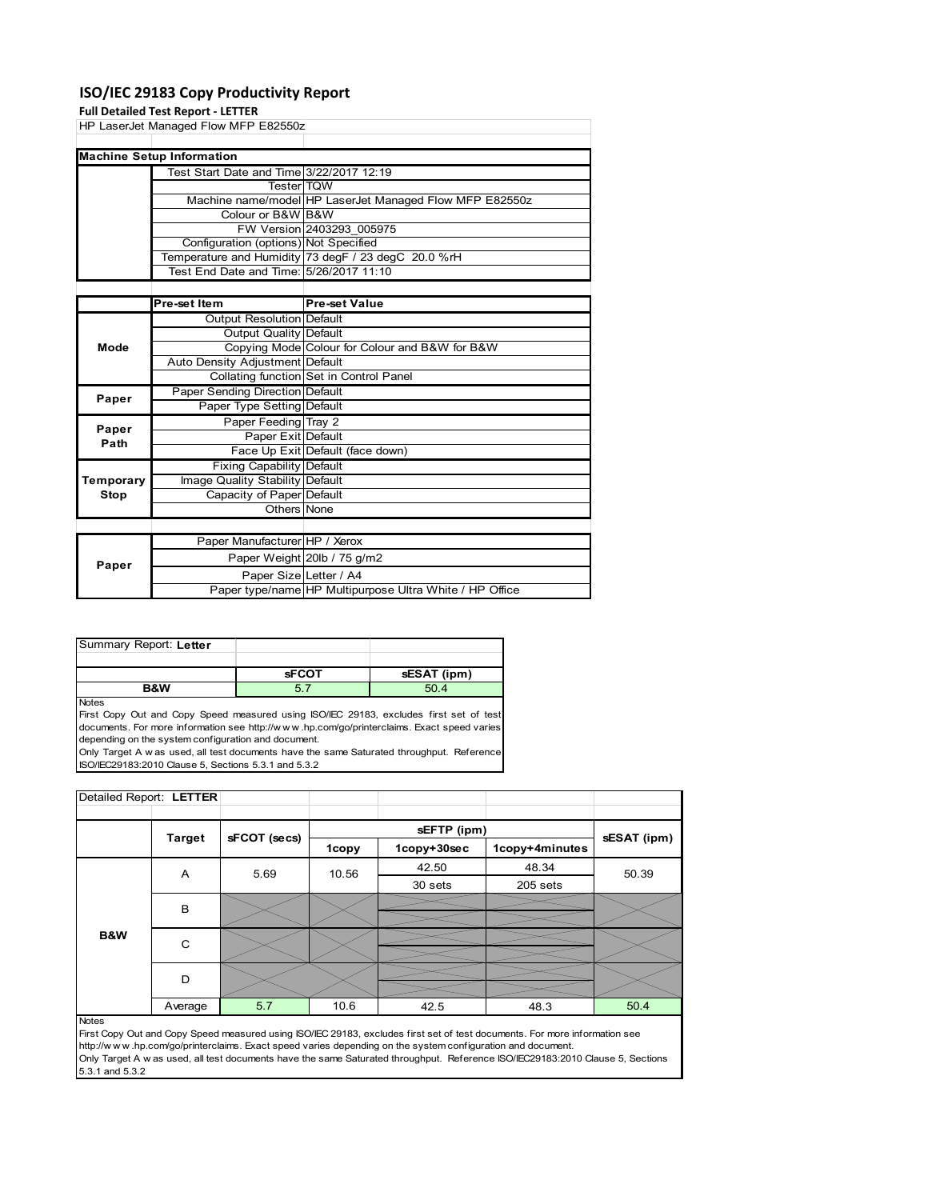# ISO/IEC 29183 Copy Productivity Report

**Full Detailed Test Report - LETTER**

HP LaserJet Managed Flow MFP E82550z

| Machine Setup Information | | |
|---|---|---|
| | Test Start Date and Time | 3/22/2017 12:19 |
| | Tester | TQW |
| | Machine name/model | HP LaserJet Managed Flow MFP E82550z |
| | Colour or B&W | B&W |
| | FW Version | 2403293_005975 |
| | Configuration (options) | Not Specified |
| | Temperature and Humidity | 73 degF / 23 degC 20.0 %rH |
| | Test End Date and Time: | 5/26/2017 11:10 |

| | Pre-set Item | Pre-set Value |
|---|---|---|
| Mode | Output Resolution | Default |
| | Output Quality | Default |
| | Copying Mode | Colour for Colour and B&W for B&W |
| | Auto Density Adjustment | Default |
| | Collating function | Set in Control Panel |
| Paper | Paper Sending Direction | Default |
| | Paper Type Setting | Default |
| Paper Path | Paper Feeding | Tray 2 |
| | Paper Exit | Default |
| | Face Up Exit | Default (face down) |
| Temporary Stop | Fixing Capability | Default |
| | Image Quality Stability | Default |
| | Capacity of Paper | Default |
| | Others | None |

| | | |
|---|---|---|
| Paper | Paper Manufacturer | HP / Xerox |
| | Paper Weight | 20lb / 75 g/m2 |
| | Paper Size | Letter / A4 |
| | Paper type/name | HP Multipurpose Ultra White / HP Office |

**Summary Report: Letter**

| | sFCOT | sESAT (ipm) |
|---|---|---|
| B&W | 5.7 | 50.4 |

Notes
First Copy Out and Copy Speed measured using ISO/IEC 29183, excludes first set of test documents. For more information see http://w w w .hp.com/go/printerclaims. Exact speed varies depending on the system configuration and document.
Only Target A w as used, all test documents have the same Saturated throughput. Reference ISO/IEC29183:2010 Clause 5, Sections 5.3.1 and 5.3.2

**Detailed Report: LETTER**

| | Target | sFCOT (secs) | sEFTP (ipm) 1copy | sEFTP (ipm) 1copy+30sec | sEFTP (ipm) 1copy+4minutes | sESAT (ipm) |
|---|---|---|---|---|---|---|
| B&W | A | 5.69 | 10.56 | 42.50 | 48.34 | 50.39 |
| | | | | 30 sets | 205 sets | |
| | B | | | | | |
| | C | | | | | |
| | D | | | | | |
| | Average | 5.7 | 10.6 | 42.5 | 48.3 | 50.4 |

Notes
First Copy Out and Copy Speed measured using ISO/IEC 29183, excludes first set of test documents. For more information see http://w w w .hp.com/go/printerclaims. Exact speed varies depending on the system configuration and document.
Only Target A w as used, all test documents have the same Saturated throughput. Reference ISO/IEC29183:2010 Clause 5, Sections 5.3.1 and 5.3.2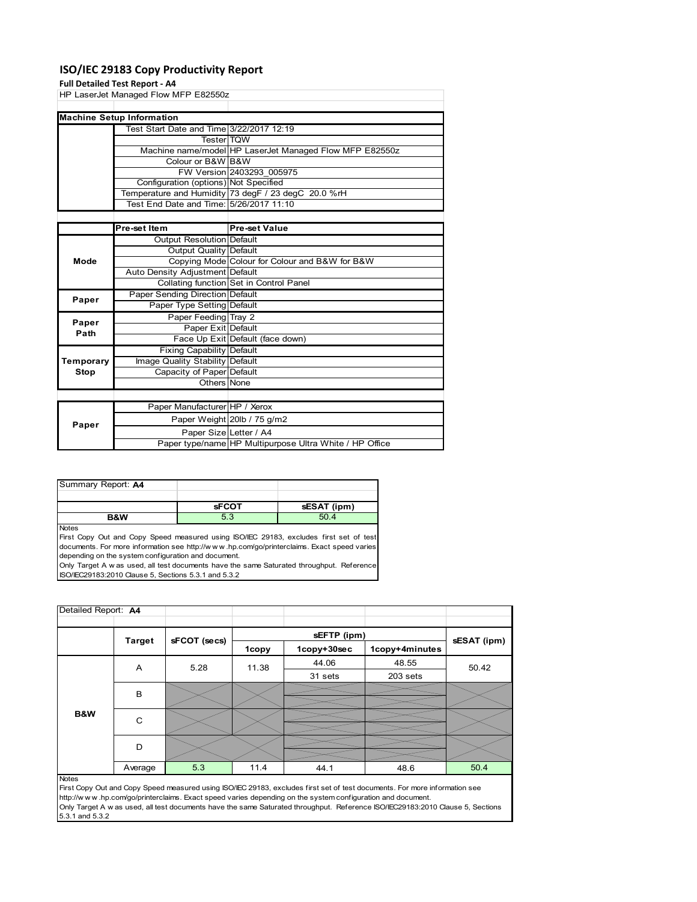# ISO/IEC 29183 Copy Productivity Report

**Full Detailed Test Report - A4**

HP LaserJet Managed Flow MFP E82550z

| Machine Setup Information | | |
|---|---|---|
| | Test Start Date and Time | 3/22/2017 12:19 |
| | Tester | TQW |
| | Machine name/model | HP LaserJet Managed Flow MFP E82550z |
| | Colour or B&W | B&W |
| | FW Version | 2403293_005975 |
| | Configuration (options) | Not Specified |
| | Temperature and Humidity | 73 degF / 23 degC 20.0 %rH |
| | Test End Date and Time: | 5/26/2017 11:10 |

| | Pre-set Item | Pre-set Value |
|---|---|---|
| Mode | Output Resolution | Default |
| | Output Quality | Default |
| | Copying Mode | Colour for Colour and B&W for B&W |
| | Auto Density Adjustment | Default |
| | Collating function | Set in Control Panel |
| Paper | Paper Sending Direction | Default |
| | Paper Type Setting | Default |
| Paper Path | Paper Feeding | Tray 2 |
| | Paper Exit | Default |
| | Face Up Exit | Default (face down) |
| Temporary Stop | Fixing Capability | Default |
| | Image Quality Stability | Default |
| | Capacity of Paper | Default |
| | Others | None |

| | | |
|---|---|---|
| Paper | Paper Manufacturer | HP / Xerox |
| | Paper Weight | 20lb / 75 g/m2 |
| | Paper Size | Letter / A4 |
| | Paper type/name | HP Multipurpose Ultra White / HP Office |

| Summary Report: **A4** | | |
|---|---|---|
| | **sFCOT** | **sESAT (ipm)** |
| **B&W** | 5.3 | 50.4 |

Notes

First Copy Out and Copy Speed measured using ISO/IEC 29183, excludes first set of test documents. For more information see http://www.hp.com/go/printerclaims. Exact speed varies depending on the system configuration and document.

Only Target A was used, all test documents have the same Saturated throughput. Reference ISO/IEC29183:2010 Clause 5, Sections 5.3.1 and 5.3.2

| Detailed Report: **A4** | | | | | | |
|---|---|---|---|---|---|---|
| | Target | sFCOT (secs) | sEFTP (ipm) | | | sESAT (ipm) |
| | | | 1copy | 1copy+30sec | 1copy+4minutes | |
| B&W | A | 5.28 | 11.38 | 44.06 | 48.55 | 50.42 |
| | | | | 31 sets | 203 sets | |
| | B | | | | | |
| | C | | | | | |
| | D | | | | | |
| | Average | 5.3 | 11.4 | 44.1 | 48.6 | 50.4 |

Notes

First Copy Out and Copy Speed measured using ISO/IEC 29183, excludes first set of test documents. For more information see http://www.hp.com/go/printerclaims. Exact speed varies depending on the system configuration and document.

Only Target A was used, all test documents have the same Saturated throughput. Reference ISO/IEC29183:2010 Clause 5, Sections 5.3.1 and 5.3.2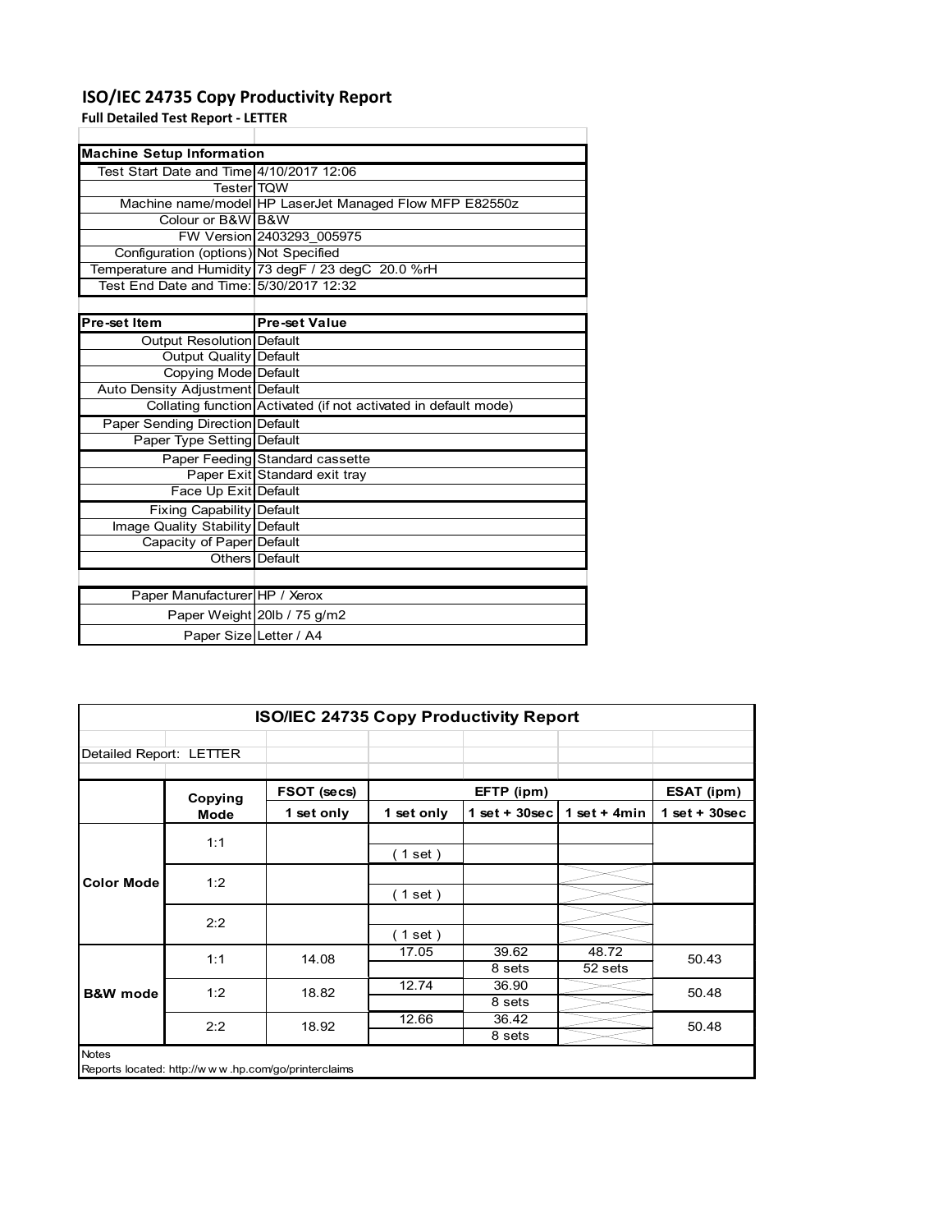# ISO/IEC 24735 Copy Productivity Report

**Full Detailed Test Report - LETTER**

| Machine Setup Information | |
|---|---|
| Test Start Date and Time | 4/10/2017 12:06 |
| Tester | TQW |
| Machine name/model | HP LaserJet Managed Flow MFP E82550z |
| Colour or B&W | B&W |
| FW Version | 2403293_005975 |
| Configuration (options) | Not Specified |
| Temperature and Humidity | 73 degF / 23 degC 20.0 %rH |
| Test End Date and Time: | 5/30/2017 12:32 |

| Pre-set Item | Pre-set Value |
|---|---|
| Output Resolution | Default |
| Output Quality | Default |
| Copying Mode | Default |
| Auto Density Adjustment | Default |
| Collating function | Activated (if not activated in default mode) |
| Paper Sending Direction | Default |
| Paper Type Setting | Default |
| Paper Feeding | Standard cassette |
| Paper Exit | Standard exit tray |
| Face Up Exit | Default |
| Fixing Capability | Default |
| Image Quality Stability | Default |
| Capacity of Paper | Default |
| Others | Default |

| | |
|---|---|
| Paper Manufacturer | HP / Xerox |
| Paper Weight | 20lb / 75 g/m2 |
| Paper Size | Letter / A4 |

## ISO/IEC 24735 Copy Productivity Report

Detailed Report: LETTER

| | Copying Mode | FSOT (secs) | EFTP (ipm) | | | ESAT (ipm) |
|---|---|---|---|---|---|---|
| | | 1 set only | 1 set only | 1 set + 30sec | 1 set + 4min | 1 set + 30sec |
| Color Mode | 1:1 | | ( 1 set ) | | | |
| | 1:2 | | ( 1 set ) | | | |
| | 2:2 | | ( 1 set ) | | | |
| B&W mode | 1:1 | 14.08 | 17.05 | 39.62<br>8 sets | 48.72<br>52 sets | 50.43 |
| | 1:2 | 18.82 | 12.74 | 36.90<br>8 sets | | 50.48 |
| | 2:2 | 18.92 | 12.66 | 36.42<br>8 sets | | 50.48 |

Notes

Reports located: http://www.hp.com/go/printerclaims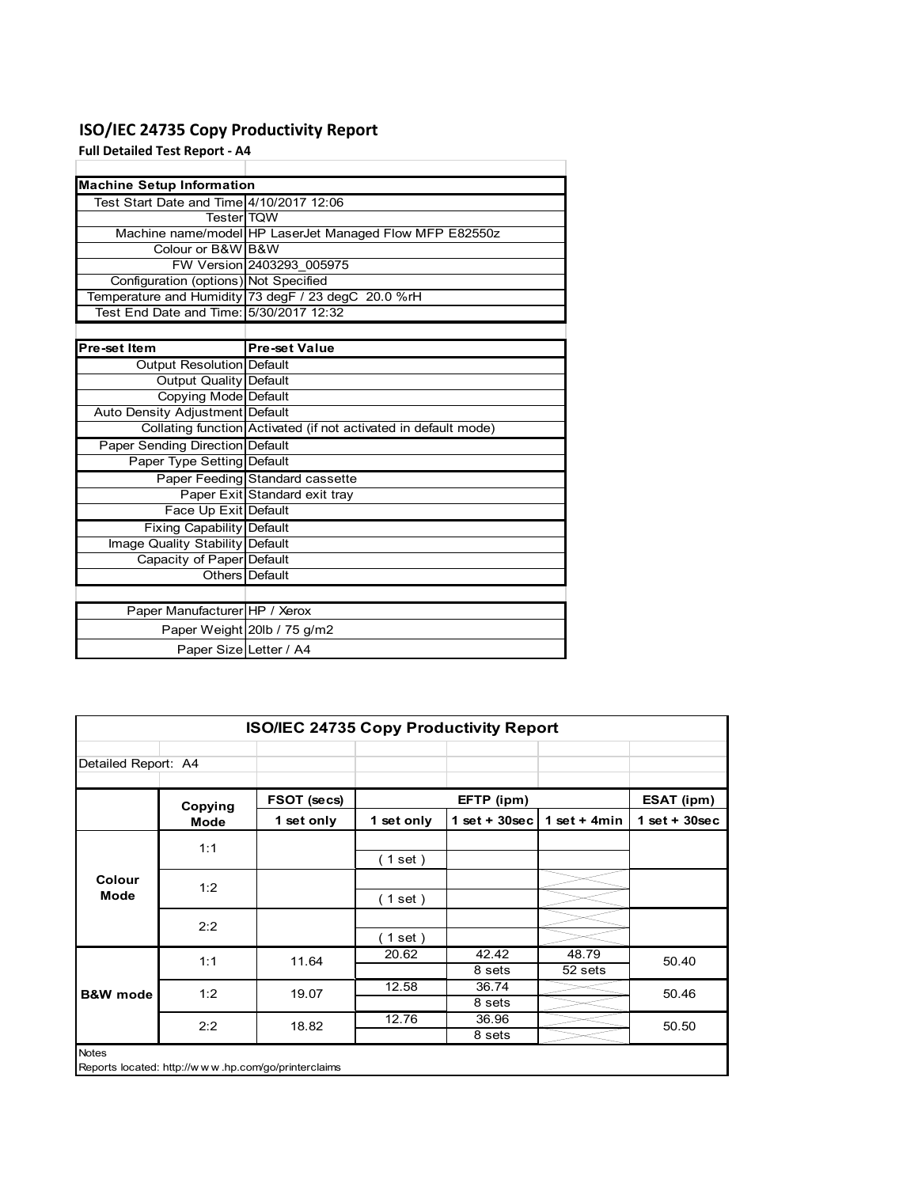## ISO/IEC 24735 Copy Productivity Report

**Full Detailed Test Report - A4**

| Machine Setup Information | |
|---|---|
| Test Start Date and Time | 4/10/2017 12:06 |
| Tester | TQW |
| Machine name/model | HP LaserJet Managed Flow MFP E82550z |
| Colour or B&W | B&W |
| FW Version | 2403293_005975 |
| Configuration (options) | Not Specified |
| Temperature and Humidity | 73 degF / 23 degC 20.0 %rH |
| Test End Date and Time: | 5/30/2017 12:32 |

| Pre-set Item | Pre-set Value |
|---|---|
| Output Resolution | Default |
| Output Quality | Default |
| Copying Mode | Default |
| Auto Density Adjustment | Default |
| Collating function | Activated (if not activated in default mode) |
| Paper Sending Direction | Default |
| Paper Type Setting | Default |
| Paper Feeding | Standard cassette |
| Paper Exit | Standard exit tray |
| Face Up Exit | Default |
| Fixing Capability | Default |
| Image Quality Stability | Default |
| Capacity of Paper | Default |
| Others | Default |

| | |
|---|---|
| Paper Manufacturer | HP / Xerox |
| Paper Weight | 20lb / 75 g/m2 |
| Paper Size | Letter / A4 |

**ISO/IEC 24735 Copy Productivity Report**

Detailed Report: A4

| | Copying Mode | FSOT (secs) | EFTP (ipm) | | | ESAT (ipm) |
|---|---|---|---|---|---|---|
| | | 1 set only | 1 set only | 1 set + 30sec | 1 set + 4min | 1 set + 30sec |
| Colour Mode | 1:1 | | ( 1 set ) | | | |
| | 1:2 | | ( 1 set ) | | | |
| | 2:2 | | ( 1 set ) | | | |
| B&W mode | 1:1 | 11.64 | 20.62 | 42.42<br>8 sets | 48.79<br>52 sets | 50.40 |
| | 1:2 | 19.07 | 12.58 | 36.74<br>8 sets | | 50.46 |
| | 2:2 | 18.82 | 12.76 | 36.96<br>8 sets | | 50.50 |

Notes

Reports located: http://w w w .hp.com/go/printerclaims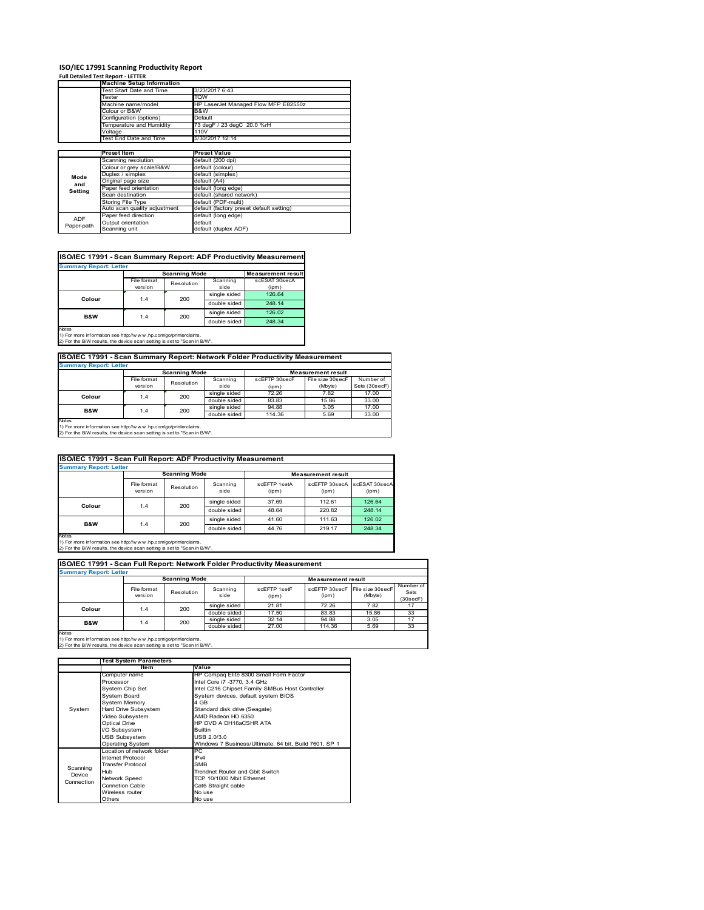# ISO/IEC 17991 Scanning Productivity Report

**Full Detailed Test Report - LETTER**

| | Machine Setup Information | |
|---|---|---|
| | Test Start Date and Time | 3/23/2017 6:43 |
| | Tester | TQW |
| | Machine name/model | HP LaserJet Managed Flow MFP E82550z |
| | Colour or B&W | B&W |
| | Configuration (options) | Default |
| | Temperature and Humidity | 73 degF / 23 degC 20.0 %rH |
| | Voltage | 110V |
| | Test End Date and Time | 5/30/2017 12:14 |

| | Preset Item | Preset Value |
|---|---|---|
| Mode and Setting | Scanning resolution | default (200 dpi) |
| | Colour or grey scale/B&W | default (colour) |
| | Duplex / simplex | default (simplex) |
| | Original page size | default (A4) |
| | Paper feed orientation | default (long edge) |
| | Scan destination | default (shared network) |
| | Storing File Type | default (PDF-multi) |
| | Auto scan quality adjustment | default (factory preset default setting) |
| ADF Paper-path | Paper feed direction | default (long edge) |
| | Output orientation | default |
| | Scanning unit | default (duplex ADF) |

## ISO/IEC 17991 - Scan Summary Report: ADF Productivity Measurement

**Summary Report: Letter**

| | Scanning Mode | | | Measurement result |
|---|---|---|---|---|
| | File format version | Resolution | Scanning side | scESAT 30secA (ipm) |
| Colour | 1.4 | 200 | single sided | 126.64 |
| | | | double sided | 248.14 |
| B&W | 1.4 | 200 | single sided | 126.02 |
| | | | double sided | 248.34 |

Notes
1) For more information see http://www.hp.com/go/printerclaims.
2) For the B/W results, the device scan setting is set to "Scan in B/W".

## ISO/IEC 17991 - Scan Summary Report: Network Folder Productivity Measurement

**Summary Report: Letter**

| | Scanning Mode | | | Measurement result | | |
|---|---|---|---|---|---|---|
| | File format version | Resolution | Scanning side | scEFTP 30secF (ipm) | File size 30secF (Mbyte) | Number of Sets (30secF) |
| Colour | 1.4 | 200 | single sided | 72.26 | 7.82 | 17.00 |
| | | | double sided | 83.83 | 15.86 | 33.00 |
| B&W | 1.4 | 200 | single sided | 94.88 | 3.05 | 17.00 |
| | | | double sided | 114.36 | 5.69 | 33.00 |

Notes
1) For more information see http://www.hp.com/go/printerclaims.
2) For the B/W results, the device scan setting is set to "Scan in B/W".

## ISO/IEC 17991 - Scan Full Report: ADF Productivity Measurement

**Summary Report: Letter**

| | Scanning Mode | | | Measurement result | | |
|---|---|---|---|---|---|---|
| | File format version | Resolution | Scanning side | scEFTP 1setA (ipm) | scEFTP 30secA (ipm) | scESAT 30secA (ipm) |
| Colour | 1.4 | 200 | single sided | 37.69 | 112.61 | 126.64 |
| | | | double sided | 48.64 | 220.82 | 248.14 |
| B&W | 1.4 | 200 | single sided | 41.60 | 111.63 | 126.02 |
| | | | double sided | 44.76 | 219.17 | 248.34 |

Notes
1) For more information see http://www.hp.com/go/printerclaims.
2) For the B/W results, the device scan setting is set to "Scan in B/W".

## ISO/IEC 17991 - Scan Full Report: Network Folder Productivity Measurement

**Summary Report: Letter**

| | Scanning Mode | | | Measurement result | | | |
|---|---|---|---|---|---|---|---|
| | File format version | Resolution | Scanning side | scEFTP 1setF (ipm) | scEFTP 30secF (ipm) | File size 30secF (Mbyte) | Number of Sets (30secF) |
| Colour | 1.4 | 200 | single sided | 21.81 | 72.26 | 7.82 | 17 |
| | | | double sided | 17.50 | 83.83 | 15.86 | 33 |
| B&W | 1.4 | 200 | single sided | 32.14 | 94.88 | 3.05 | 17 |
| | | | double sided | 27.00 | 114.36 | 5.69 | 33 |

Notes
1) For more information see http://www.hp.com/go/printerclaims.
2) For the B/W results, the device scan setting is set to "Scan in B/W".

| | Test System Parameters | |
|---|---|---|
| | Item | Value |
| System | Computer name | HP Compaq Elite 8300 Small Form Factor |
| | Processor | Intel Core i7 -3770, 3.4 GHz |
| | System Chip Set | Intel C216 Chipset Family SMBus Host Controller |
| | System Board | System devices, default system BIOS |
| | System Memory | 4 GB |
| | Hard Drive Subsystem | Standard disk drive (Seagate) |
| | Video Subsystem | AMD Radeon HD 6350 |
| | Optical Drive | HP DVD A DH16aCSHR ATA |
| | I/O Subsystem | Builtin |
| | USB Subsystem | USB 2.0/3.0 |
| | Operating System | Windows 7 Business/Ultimate, 64 bit, Build 7601, SP 1 |
| Scanning Device Connection | Location of network folder | PC |
| | Internet Protocol | IPv4 |
| | Transfer Protocol | SMB |
| | Hub | Trendnet Router and Gbit Switch |
| | Network Speed | TCP 10/1000 Mbit Ethernet |
| | Connetion Cable | Cat6 Straight cable |
| | Wireless router | No use |
| | Others | No use |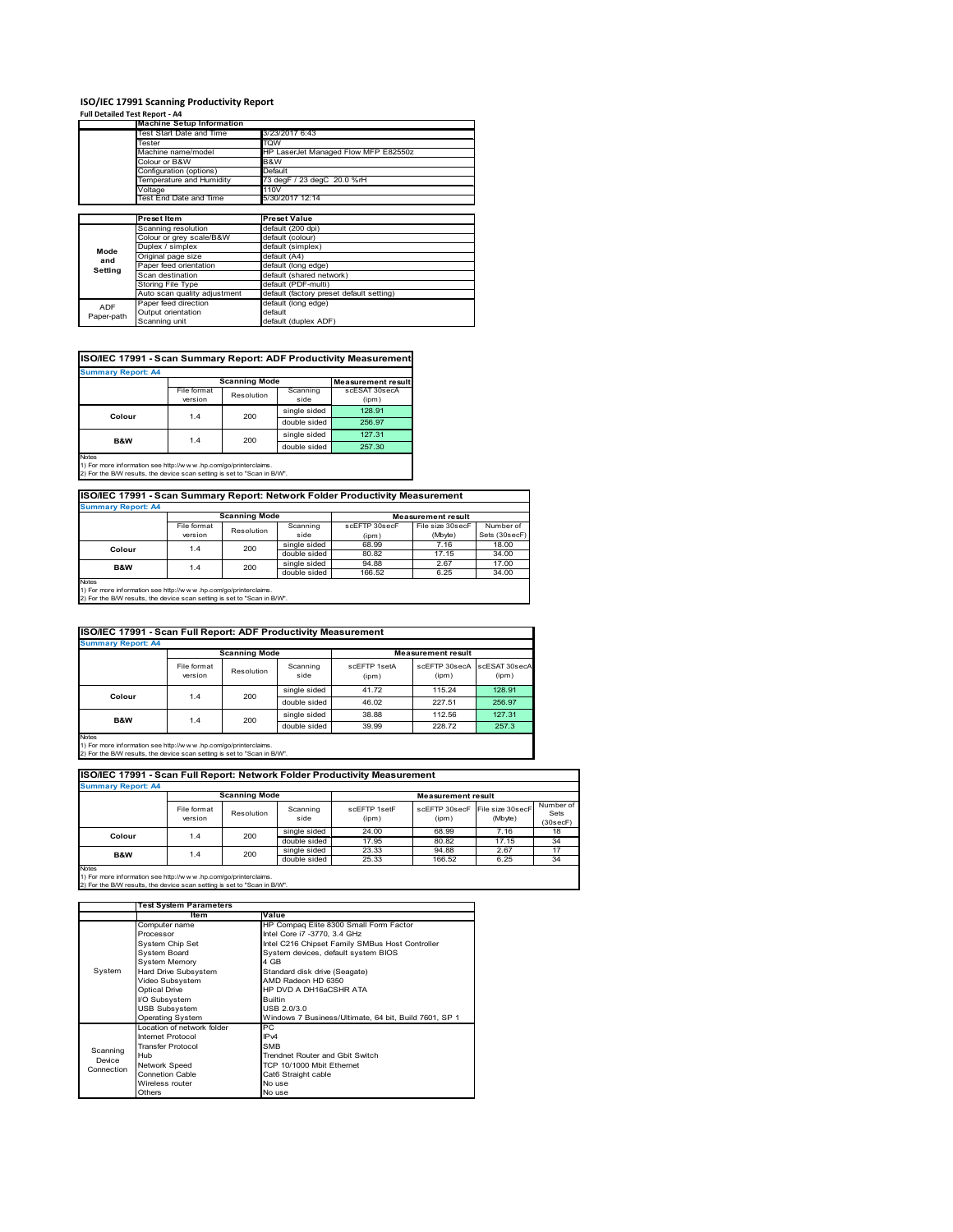# ISO/IEC 17991 Scanning Productivity Report

**Full Detailed Test Report - A4**

| | Machine Setup Information | |
|---|---|---|
| | Test Start Date and Time | 3/23/2017 6:43 |
| | Tester | TQW |
| | Machine name/model | HP LaserJet Managed Flow MFP E82550z |
| | Colour or B&W | B&W |
| | Configuration (options) | Default |
| | Temperature and Humidity | 73 degF / 23 degC 20.0 %rH |
| | Voltage | 110V |
| | Test End Date and Time | 5/30/2017 12:14 |

| | Preset Item | Preset Value |
|---|---|---|
| Mode and Setting | Scanning resolution | default (200 dpi) |
| | Colour or grey scale/B&W | default (colour) |
| | Duplex / simplex | default (simplex) |
| | Original page size | default (A4) |
| | Paper feed orientation | default (long edge) |
| | Scan destination | default (shared network) |
| | Storing File Type | default (PDF-multi) |
| | Auto scan quality adjustment | default (factory preset default setting) |
| ADF Paper-path | Paper feed direction | default (long edge) |
| | Output orientation | default |
| | Scanning unit | default (duplex ADF) |

## ISO/IEC 17991 - Scan Summary Report: ADF Productivity Measurement

**Summary Report: A4**

| | Scanning Mode | | | Measurement result |
|---|---|---|---|---|
| | File format version | Resolution | Scanning side | scESAT 30secA (ipm) |
| Colour | 1.4 | 200 | single sided | 128.91 |
| | | | double sided | 256.97 |
| B&W | 1.4 | 200 | single sided | 127.31 |
| | | | double sided | 257.30 |

Notes
1) For more information see http://www.hp.com/go/printerclaims.
2) For the B/W results, the device scan setting is set to "Scan in B/W".

## ISO/IEC 17991 - Scan Summary Report: Network Folder Productivity Measurement

**Summary Report: A4**

| | Scanning Mode | | | Measurement result | | |
|---|---|---|---|---|---|---|
| | File format version | Resolution | Scanning side | scEFTP 30secF (ipm) | File size 30secF (Mbyte) | Number of Sets (30secF) |
| Colour | 1.4 | 200 | single sided | 68.99 | 7.16 | 18.00 |
| | | | double sided | 80.82 | 17.15 | 34.00 |
| B&W | 1.4 | 200 | single sided | 94.88 | 2.67 | 17.00 |
| | | | double sided | 166.52 | 6.25 | 34.00 |

Notes
1) For more information see http://www.hp.com/go/printerclaims.
2) For the B/W results, the device scan setting is set to "Scan in B/W".

## ISO/IEC 17991 - Scan Full Report: ADF Productivity Measurement

**Summary Report: A4**

| | Scanning Mode | | | Measurement result | | |
|---|---|---|---|---|---|---|
| | File format version | Resolution | Scanning side | scEFTP 1setA (ipm) | scEFTP 30secA (ipm) | scESAT 30secA (ipm) |
| Colour | 1.4 | 200 | single sided | 41.72 | 115.24 | 128.91 |
| | | | double sided | 46.02 | 227.51 | 256.97 |
| B&W | 1.4 | 200 | single sided | 38.88 | 112.56 | 127.31 |
| | | | double sided | 39.99 | 228.72 | 257.3 |

Notes
1) For more information see http://www.hp.com/go/printerclaims.
2) For the B/W results, the device scan setting is set to "Scan in B/W".

## ISO/IEC 17991 - Scan Full Report: Network Folder Productivity Measurement

**Summary Report: A4**

| | Scanning Mode | | | Measurement result | | | |
|---|---|---|---|---|---|---|---|
| | File format version | Resolution | Scanning side | scEFTP 1setF (ipm) | scEFTP 30secF (ipm) | File size 30secF (Mbyte) | Number of Sets (30secF) |
| Colour | 1.4 | 200 | single sided | 24.00 | 68.99 | 7.16 | 18 |
| | | | double sided | 17.95 | 80.82 | 17.15 | 34 |
| B&W | 1.4 | 200 | single sided | 23.33 | 94.88 | 2.67 | 17 |
| | | | double sided | 25.33 | 166.52 | 6.25 | 34 |

Notes
1) For more information see http://www.hp.com/go/printerclaims.
2) For the B/W results, the device scan setting is set to "Scan in B/W".

| | Test System Parameters | |
|---|---|---|
| | Item | Value |
| System | Computer name | HP Compaq Elite 8300 Small Form Factor |
| | Processor | Intel Core i7 -3770, 3.4 GHz |
| | System Chip Set | Intel C216 Chipset Family SMBus Host Controller |
| | System Board | System devices, default system BIOS |
| | System Memory | 4 GB |
| | Hard Drive Subsystem | Standard disk drive (Seagate) |
| | Video Subsystem | AMD Radeon HD 6350 |
| | Optical Drive | HP DVD A DH16aCSHR ATA |
| | I/O Subsystem | Builtin |
| | USB Subsystem | USB 2.0/3.0 |
| | Operating System | Windows 7 Business/Ultimate, 64 bit, Build 7601, SP 1 |
| Scanning Device Connection | Location of network folder | PC |
| | Internet Protocol | IPv4 |
| | Transfer Protocol | SMB |
| | Hub | Trendnet Router and Gbit Switch |
| | Network Speed | TCP 10/1000 Mbit Ethernet |
| | Connetion Cable | Cat6 Straight cable |
| | Wireless router | No use |
| | Others | No use |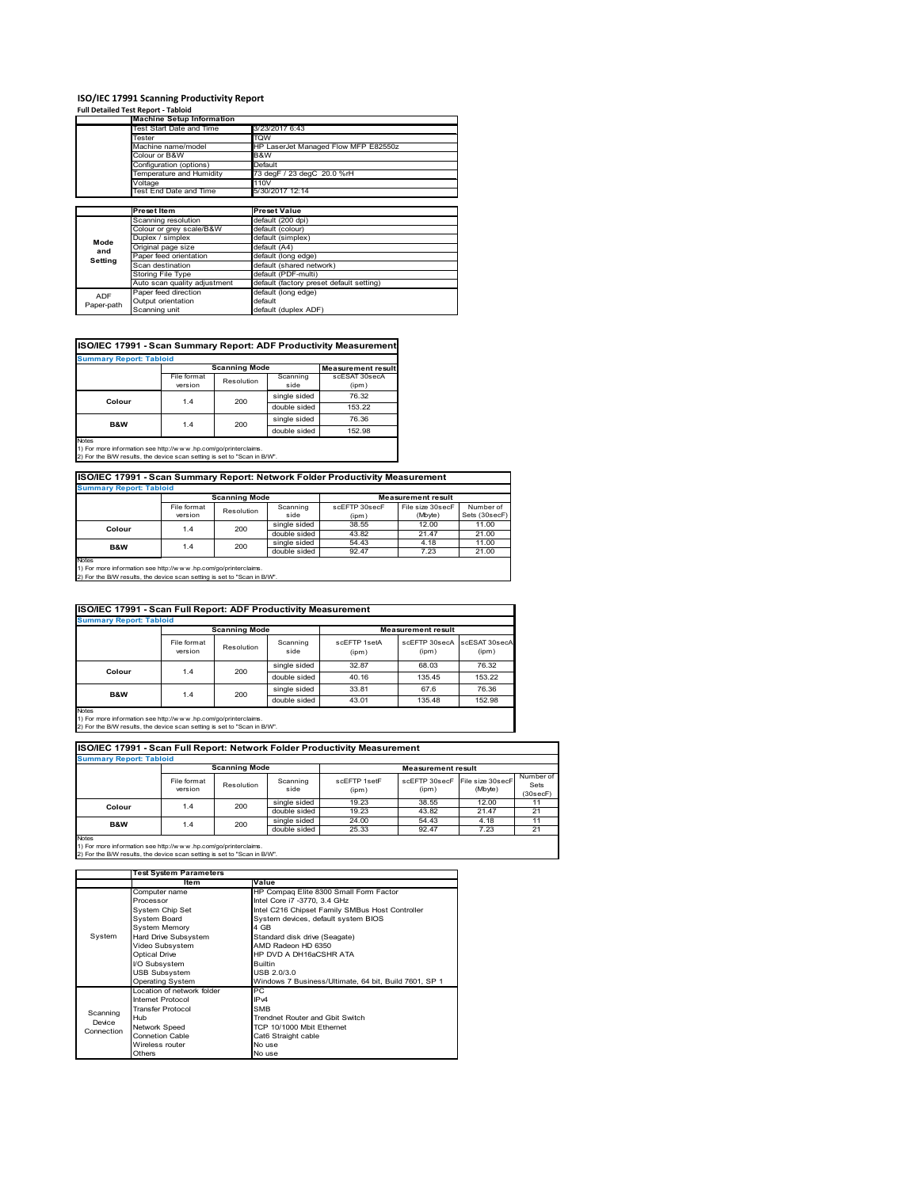# ISO/IEC 17991 Scanning Productivity Report

**Full Detailed Test Report - Tabloid**

| | Machine Setup Information | |
|---|---|---|
| | Test Start Date and Time | 3/23/2017 6:43 |
| | Tester | TQW |
| | Machine name/model | HP LaserJet Managed Flow MFP E82550z |
| | Colour or B&W | B&W |
| | Configuration (options) | Default |
| | Temperature and Humidity | 73 degF / 23 degC 20.0 %rH |
| | Voltage | 110V |
| | Test End Date and Time | 5/30/2017 12:14 |

| | Preset Item | Preset Value |
|---|---|---|
| Mode and Setting | Scanning resolution | default (200 dpi) |
| | Colour or grey scale/B&W | default (colour) |
| | Duplex / simplex | default (simplex) |
| | Original page size | default (A4) |
| | Paper feed orientation | default (long edge) |
| | Scan destination | default (shared network) |
| | Storing File Type | default (PDF-multi) |
| | Auto scan quality adjustment | default (factory preset default setting) |
| ADF Paper-path | Paper feed direction | default (long edge) |
| | Output orientation | default |
| | Scanning unit | default (duplex ADF) |

## ISO/IEC 17991 - Scan Summary Report: ADF Productivity Measurement

**Summary Report: Tabloid**

| | Scanning Mode | | | Measurement result |
|---|---|---|---|---|
| | File format version | Resolution | Scanning side | scESAT 30secA (ipm) |
| Colour | 1.4 | 200 | single sided | 76.32 |
| | | | double sided | 153.22 |
| B&W | 1.4 | 200 | single sided | 76.36 |
| | | | double sided | 152.98 |

Notes
1) For more information see http://w w w .hp.com/go/printerclaims.
2) For the B/W results, the device scan setting is set to "Scan in B/W".

## ISO/IEC 17991 - Scan Summary Report: Network Folder Productivity Measurement

**Summary Report: Tabloid**

| | Scanning Mode | | | Measurement result | | |
|---|---|---|---|---|---|---|
| | File format version | Resolution | Scanning side | scEFTP 30secF (ipm) | File size 30secF (Mbyte) | Number of Sets (30secF) |
| Colour | 1.4 | 200 | single sided | 38.55 | 12.00 | 11.00 |
| | | | double sided | 43.82 | 21.47 | 21.00 |
| B&W | 1.4 | 200 | single sided | 54.43 | 4.18 | 11.00 |
| | | | double sided | 92.47 | 7.23 | 21.00 |

Notes
1) For more information see http://w w w .hp.com/go/printerclaims.
2) For the B/W results, the device scan setting is set to "Scan in B/W".

## ISO/IEC 17991 - Scan Full Report: ADF Productivity Measurement

**Summary Report: Tabloid**

| | Scanning Mode | | | Measurement result | | |
|---|---|---|---|---|---|---|
| | File format version | Resolution | Scanning side | scEFTP 1setA (ipm) | scEFTP 30secA (ipm) | scESAT 30secA (ipm) |
| Colour | 1.4 | 200 | single sided | 32.87 | 68.03 | 76.32 |
| | | | double sided | 40.16 | 135.45 | 153.22 |
| B&W | 1.4 | 200 | single sided | 33.81 | 67.6 | 76.36 |
| | | | double sided | 43.01 | 135.48 | 152.98 |

Notes
1) For more information see http://w w w .hp.com/go/printerclaims.
2) For the B/W results, the device scan setting is set to "Scan in B/W".

## ISO/IEC 17991 - Scan Full Report: Network Folder Productivity Measurement

**Summary Report: Tabloid**

| | Scanning Mode | | | Measurement result | | | |
|---|---|---|---|---|---|---|---|
| | File format version | Resolution | Scanning side | scEFTP 1setF (ipm) | scEFTP 30secF (ipm) | File size 30secF (Mbyte) | Number of Sets (30secF) |
| Colour | 1.4 | 200 | single sided | 19.23 | 38.55 | 12.00 | 11 |
| | | | double sided | 19.23 | 43.82 | 21.47 | 21 |
| B&W | 1.4 | 200 | single sided | 24.00 | 54.43 | 4.18 | 11 |
| | | | double sided | 25.33 | 92.47 | 7.23 | 21 |

Notes
1) For more information see http://w w w .hp.com/go/printerclaims.
2) For the B/W results, the device scan setting is set to "Scan in B/W".

| | Test System Parameters | |
|---|---|---|
| | Item | Value |
| System | Computer name | HP Compaq Elite 8300 Small Form Factor |
| | Processor | Intel Core i7 -3770, 3.4 GHz |
| | System Chip Set | Intel C216 Chipset Family SMBus Host Controller |
| | System Board | System devices, default system BIOS |
| | System Memory | 4 GB |
| | Hard Drive Subsystem | Standard disk drive (Seagate) |
| | Video Subsystem | AMD Radeon HD 6350 |
| | Optical Drive | HP DVD A DH16aCSHR ATA |
| | I/O Subsystem | Builtin |
| | USB Subsystem | USB 2.0/3.0 |
| | Operating System | Windows 7 Business/Ultimate, 64 bit, Build 7601, SP 1 |
| Scanning Device Connection | Location of network folder | PC |
| | Internet Protocol | IPv4 |
| | Transfer Protocol | SMB |
| | Hub | Trendnet Router and Gbit Switch |
| | Network Speed | TCP 10/1000 Mbit Ethernet |
| | Connetion Cable | Cat6 Straight cable |
| | Wireless router | No use |
| | Others | No use |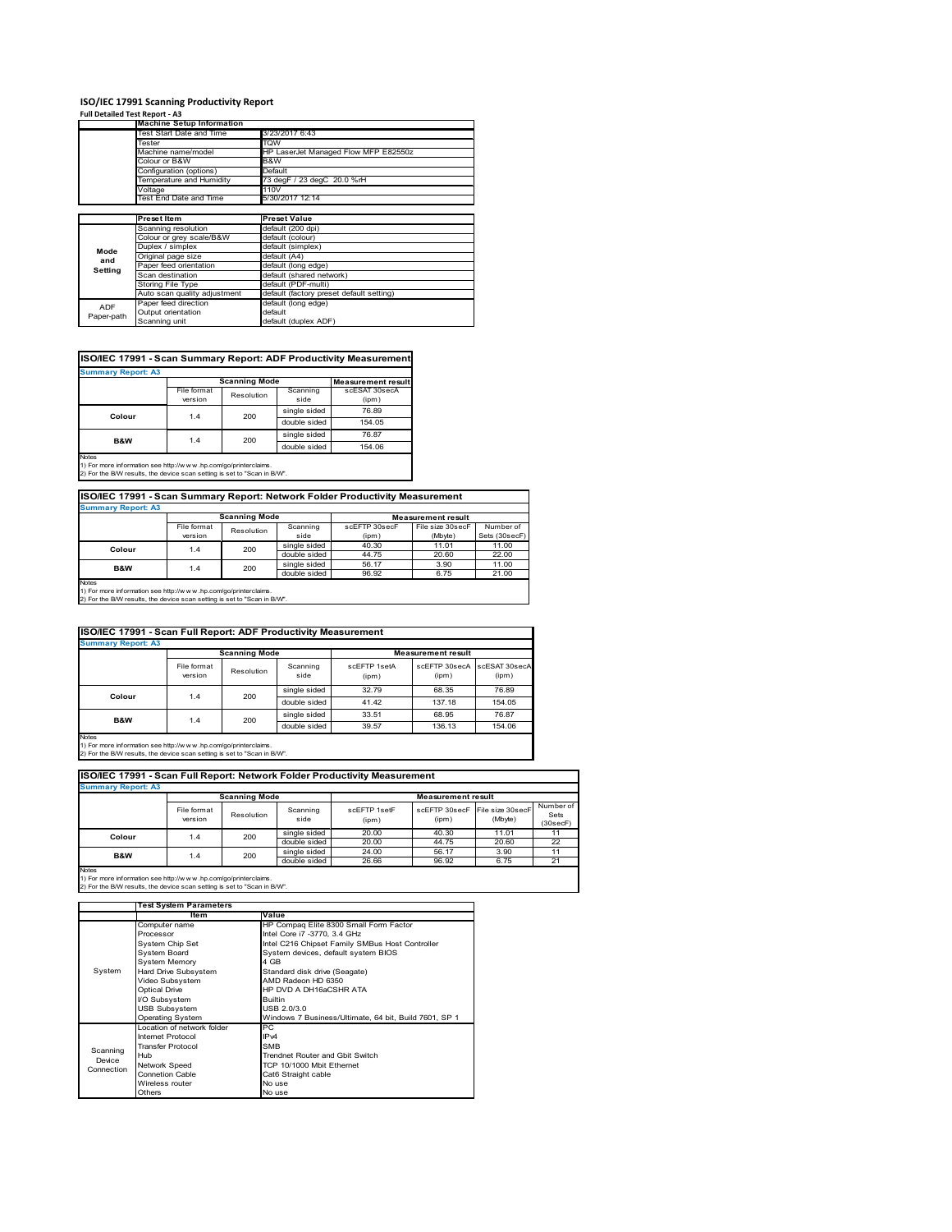# ISO/IEC 17991 Scanning Productivity Report

**Full Detailed Test Report - A3**

| | Machine Setup Information | |
|---|---|---|
| | Test Start Date and Time | 3/23/2017 6:43 |
| | Tester | TQW |
| | Machine name/model | HP LaserJet Managed Flow MFP E82550z |
| | Colour or B&W | B&W |
| | Configuration (options) | Default |
| | Temperature and Humidity | 73 degF / 23 degC 20.0 %rH |
| | Voltage | 110V |
| | Test End Date and Time | 5/30/2017 12:14 |

| | Preset Item | Preset Value |
|---|---|---|
| Mode and Setting | Scanning resolution | default (200 dpi) |
| | Colour or grey scale/B&W | default (colour) |
| | Duplex / simplex | default (simplex) |
| | Original page size | default (A4) |
| | Paper feed orientation | default (long edge) |
| | Scan destination | default (shared network) |
| | Storing File Type | default (PDF-multi) |
| | Auto scan quality adjustment | default (factory preset default setting) |
| ADF Paper-path | Paper feed direction | default (long edge) |
| | Output orientation | default |
| | Scanning unit | default (duplex ADF) |

## ISO/IEC 17991 - Scan Summary Report: ADF Productivity Measurement

**Summary Report: A3**

| | Scanning Mode | | | Measurement result |
|---|---|---|---|---|
| | File format version | Resolution | Scanning side | scESAT 30secA (ipm) |
| Colour | 1.4 | 200 | single sided | 76.89 |
| | | | double sided | 154.05 |
| B&W | 1.4 | 200 | single sided | 76.87 |
| | | | double sided | 154.06 |

Notes
1) For more information see http://w w w .hp.com/go/printerclaims.
2) For the B/W results, the device scan setting is set to "Scan in B/W".

## ISO/IEC 17991 - Scan Summary Report: Network Folder Productivity Measurement

**Summary Report: A3**

| | Scanning Mode | | | Measurement result | | |
|---|---|---|---|---|---|---|
| | File format version | Resolution | Scanning side | scEFTP 30secF (ipm) | File size 30secF (Mbyte) | Number of Sets (30secF) |
| Colour | 1.4 | 200 | single sided | 40.30 | 11.01 | 11.00 |
| | | | double sided | 44.75 | 20.60 | 22.00 |
| B&W | 1.4 | 200 | single sided | 56.17 | 3.90 | 11.00 |
| | | | double sided | 96.92 | 6.75 | 21.00 |

Notes
1) For more information see http://w w w .hp.com/go/printerclaims.
2) For the B/W results, the device scan setting is set to "Scan in B/W".

## ISO/IEC 17991 - Scan Full Report: ADF Productivity Measurement

**Summary Report: A3**

| | Scanning Mode | | | Measurement result | | |
|---|---|---|---|---|---|---|
| | File format version | Resolution | Scanning side | scEFTP 1setA (ipm) | scEFTP 30secA (ipm) | scESAT 30secA (ipm) |
| Colour | 1.4 | 200 | single sided | 32.79 | 68.35 | 76.89 |
| | | | double sided | 41.42 | 137.18 | 154.05 |
| B&W | 1.4 | 200 | single sided | 33.51 | 68.95 | 76.87 |
| | | | double sided | 39.57 | 136.13 | 154.06 |

Notes
1) For more information see http://w w w .hp.com/go/printerclaims.
2) For the B/W results, the device scan setting is set to "Scan in B/W".

## ISO/IEC 17991 - Scan Full Report: Network Folder Productivity Measurement

**Summary Report: A3**

| | Scanning Mode | | | Measurement result | | | |
|---|---|---|---|---|---|---|---|
| | File format version | Resolution | Scanning side | scEFTP 1setF (ipm) | scEFTP 30secF (ipm) | File size 30secF (Mbyte) | Number of Sets (30secF) |
| Colour | 1.4 | 200 | single sided | 20.00 | 40.30 | 11.01 | 11 |
| | | | double sided | 20.00 | 44.75 | 20.60 | 22 |
| B&W | 1.4 | 200 | single sided | 24.00 | 56.17 | 3.90 | 11 |
| | | | double sided | 26.66 | 96.92 | 6.75 | 21 |

Notes
1) For more information see http://w w w .hp.com/go/printerclaims.
2) For the B/W results, the device scan setting is set to "Scan in B/W".

| | Test System Parameters | |
|---|---|---|
| | Item | Value |
| System | Computer name | HP Compaq Elite 8300 Small Form Factor |
| | Processor | Intel Core i7 -3770, 3.4 GHz |
| | System Chip Set | Intel C216 Chipset Family SMBus Host Controller |
| | System Board | System devices, default system BIOS |
| | System Memory | 4 GB |
| | Hard Drive Subsystem | Standard disk drive (Seagate) |
| | Video Subsystem | AMD Radeon HD 6350 |
| | Optical Drive | HP DVD A DH16aCSHR ATA |
| | I/O Subsystem | Builtin |
| | USB Subsystem | USB 2.0/3.0 |
| | Operating System | Windows 7 Business/Ultimate, 64 bit, Build 7601, SP 1 |
| Scanning Device Connection | Location of network folder | PC |
| | Internet Protocol | IPv4 |
| | Transfer Protocol | SMB |
| | Hub | Trendnet Router and Gbit Switch |
| | Network Speed | TCP 10/1000 Mbit Ethernet |
| | Connetion Cable | Cat6 Straight cable |
| | Wireless router | No use |
| | Others | No use |